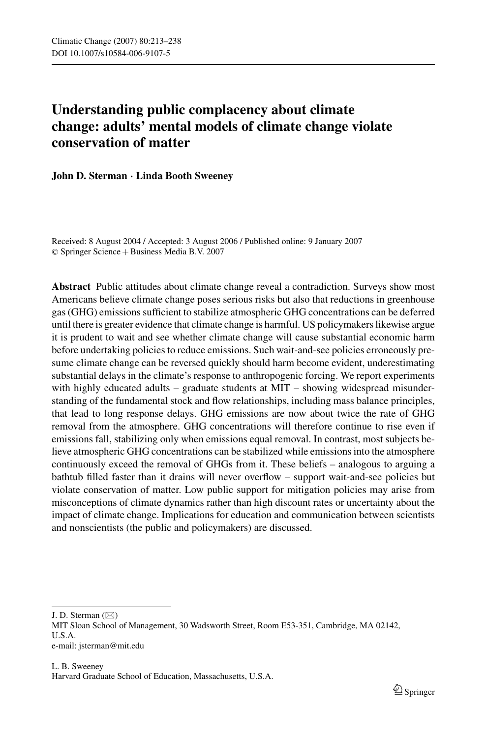# Understanding public complacency about climate change: adults' mental models of climate change violate conservation of matter

**John D. Sterman · Linda Booth Sweeney**

Received: 8 August 2004 / Accepted: 3 August 2006 / Published online: 9 January 2007
© Springer Science + Business Media B.V. 2007

**Abstract** Public attitudes about climate change reveal a contradiction. Surveys show most Americans believe climate change poses serious risks but also that reductions in greenhouse gas (GHG) emissions sufficient to stabilize atmospheric GHG concentrations can be deferred until there is greater evidence that climate change is harmful. US policymakers likewise argue it is prudent to wait and see whether climate change will cause substantial economic harm before undertaking policies to reduce emissions. Such wait-and-see policies erroneously presume climate change can be reversed quickly should harm become evident, underestimating substantial delays in the climate's response to anthropogenic forcing. We report experiments with highly educated adults – graduate students at MIT – showing widespread misunderstanding of the fundamental stock and flow relationships, including mass balance principles, that lead to long response delays. GHG emissions are now about twice the rate of GHG removal from the atmosphere. GHG concentrations will therefore continue to rise even if emissions fall, stabilizing only when emissions equal removal. In contrast, most subjects believe atmospheric GHG concentrations can be stabilized while emissions into the atmosphere continuously exceed the removal of GHGs from it. These beliefs – analogous to arguing a bathtub filled faster than it drains will never overflow – support wait-and-see policies but violate conservation of matter. Low public support for mitigation policies may arise from misconceptions of climate dynamics rather than high discount rates or uncertainty about the impact of climate change. Implications for education and communication between scientists and nonscientists (the public and policymakers) are discussed.

---

J. D. Sterman (✉)
MIT Sloan School of Management, 30 Wadsworth Street, Room E53-351, Cambridge, MA 02142, U.S.A.
e-mail: jsterman@mit.edu

L. B. Sweeney
Harvard Graduate School of Education, Massachusetts, U.S.A.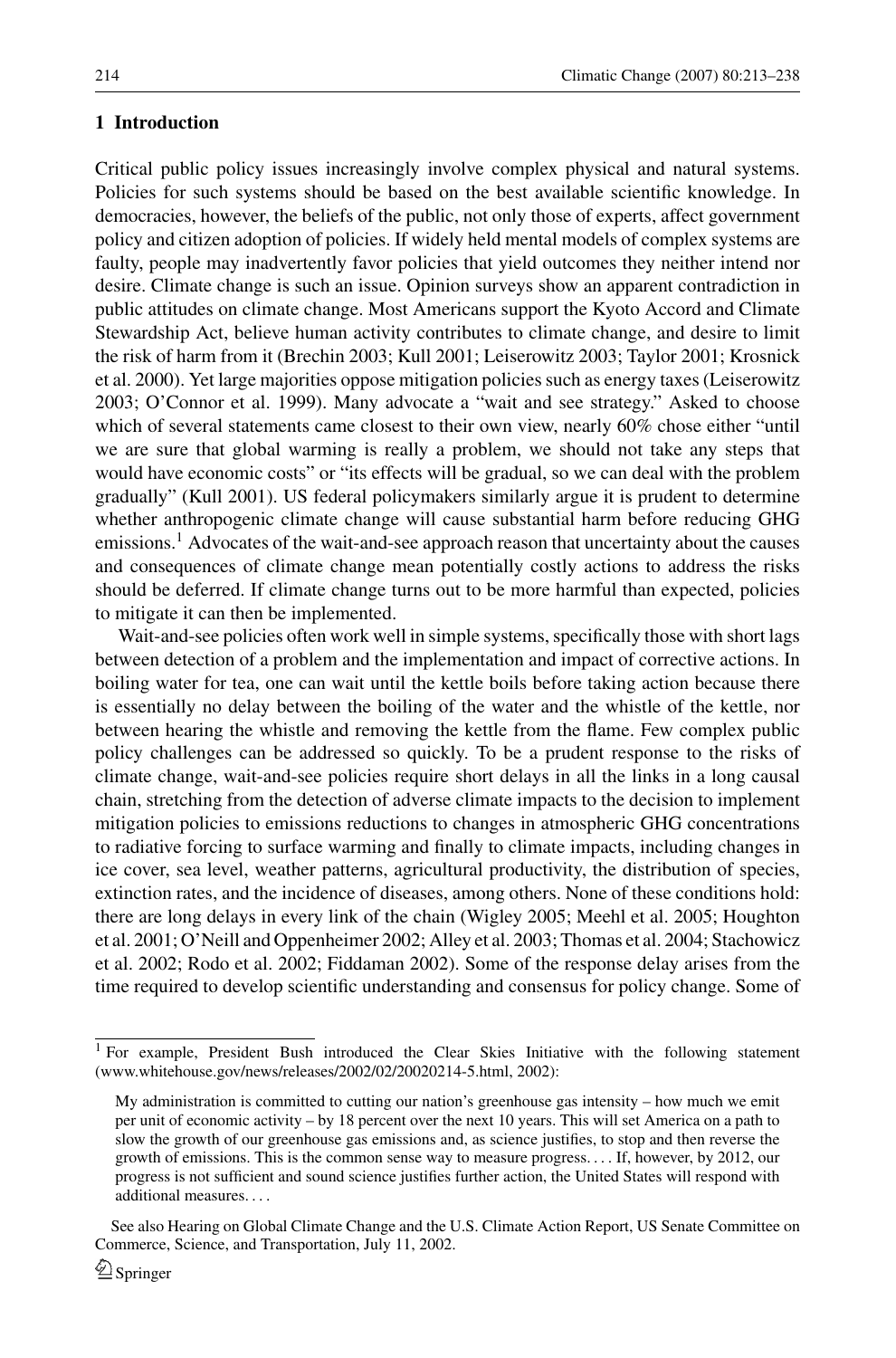## 1 Introduction

Critical public policy issues increasingly involve complex physical and natural systems. Policies for such systems should be based on the best available scientific knowledge. In democracies, however, the beliefs of the public, not only those of experts, affect government policy and citizen adoption of policies. If widely held mental models of complex systems are faulty, people may inadvertently favor policies that yield outcomes they neither intend nor desire. Climate change is such an issue. Opinion surveys show an apparent contradiction in public attitudes on climate change. Most Americans support the Kyoto Accord and Climate Stewardship Act, believe human activity contributes to climate change, and desire to limit the risk of harm from it (Brechin 2003; Kull 2001; Leiserowitz 2003; Taylor 2001; Krosnick et al. 2000). Yet large majorities oppose mitigation policies such as energy taxes (Leiserowitz 2003; O'Connor et al. 1999). Many advocate a "wait and see strategy." Asked to choose which of several statements came closest to their own view, nearly 60% chose either "until we are sure that global warming is really a problem, we should not take any steps that would have economic costs" or "its effects will be gradual, so we can deal with the problem gradually" (Kull 2001). US federal policymakers similarly argue it is prudent to determine whether anthropogenic climate change will cause substantial harm before reducing GHG emissions.[1] Advocates of the wait-and-see approach reason that uncertainty about the causes and consequences of climate change mean potentially costly actions to address the risks should be deferred. If climate change turns out to be more harmful than expected, policies to mitigate it can then be implemented.

Wait-and-see policies often work well in simple systems, specifically those with short lags between detection of a problem and the implementation and impact of corrective actions. In boiling water for tea, one can wait until the kettle boils before taking action because there is essentially no delay between the boiling of the water and the whistle of the kettle, nor between hearing the whistle and removing the kettle from the flame. Few complex public policy challenges can be addressed so quickly. To be a prudent response to the risks of climate change, wait-and-see policies require short delays in all the links in a long causal chain, stretching from the detection of adverse climate impacts to the decision to implement mitigation policies to emissions reductions to changes in atmospheric GHG concentrations to radiative forcing to surface warming and finally to climate impacts, including changes in ice cover, sea level, weather patterns, agricultural productivity, the distribution of species, extinction rates, and the incidence of diseases, among others. None of these conditions hold: there are long delays in every link of the chain (Wigley 2005; Meehl et al. 2005; Houghton et al. 2001; O'Neill and Oppenheimer 2002; Alley et al. 2003; Thomas et al. 2004; Stachowicz et al. 2002; Rodo et al. 2002; Fiddaman 2002). Some of the response delay arises from the time required to develop scientific understanding and consensus for policy change. Some of

---

[1] For example, President Bush introduced the Clear Skies Initiative with the following statement (www.whitehouse.gov/news/releases/2002/02/20020214-5.html, 2002):

> My administration is committed to cutting our nation's greenhouse gas intensity – how much we emit per unit of economic activity – by 18 percent over the next 10 years. This will set America on a path to slow the growth of our greenhouse gas emissions and, as science justifies, to stop and then reverse the growth of emissions. This is the common sense way to measure progress. . . . If, however, by 2012, our progress is not sufficient and sound science justifies further action, the United States will respond with additional measures. . . .

See also Hearing on Global Climate Change and the U.S. Climate Action Report, US Senate Committee on Commerce, Science, and Transportation, July 11, 2002.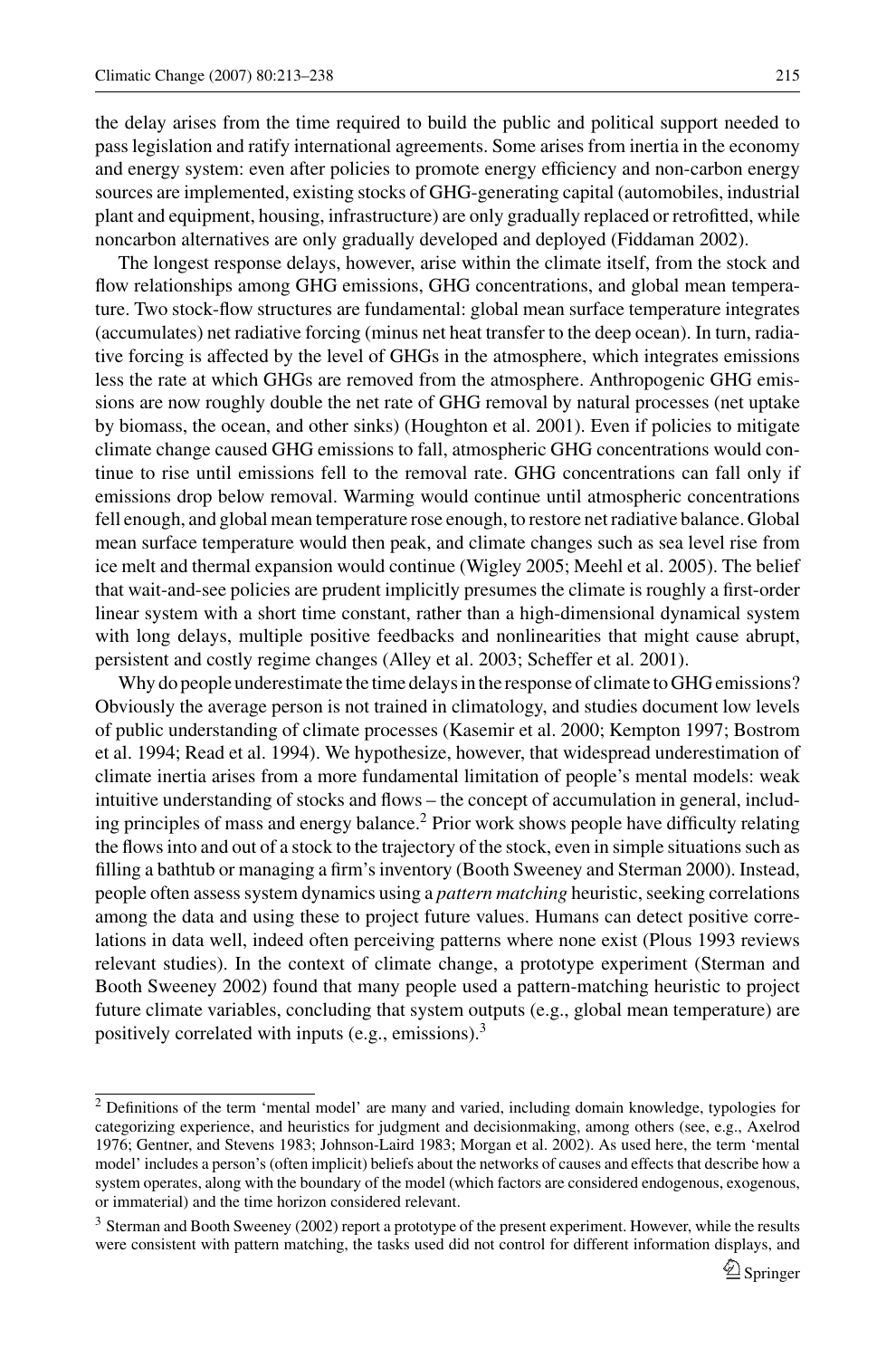the delay arises from the time required to build the public and political support needed to pass legislation and ratify international agreements. Some arises from inertia in the economy and energy system: even after policies to promote energy efficiency and non-carbon energy sources are implemented, existing stocks of GHG-generating capital (automobiles, industrial plant and equipment, housing, infrastructure) are only gradually replaced or retrofitted, while noncarbon alternatives are only gradually developed and deployed (Fiddaman 2002).

The longest response delays, however, arise within the climate itself, from the stock and flow relationships among GHG emissions, GHG concentrations, and global mean temperature. Two stock-flow structures are fundamental: global mean surface temperature integrates (accumulates) net radiative forcing (minus net heat transfer to the deep ocean). In turn, radiative forcing is affected by the level of GHGs in the atmosphere, which integrates emissions less the rate at which GHGs are removed from the atmosphere. Anthropogenic GHG emissions are now roughly double the net rate of GHG removal by natural processes (net uptake by biomass, the ocean, and other sinks) (Houghton et al. 2001). Even if policies to mitigate climate change caused GHG emissions to fall, atmospheric GHG concentrations would continue to rise until emissions fell to the removal rate. GHG concentrations can fall only if emissions drop below removal. Warming would continue until atmospheric concentrations fell enough, and global mean temperature rose enough, to restore net radiative balance. Global mean surface temperature would then peak, and climate changes such as sea level rise from ice melt and thermal expansion would continue (Wigley 2005; Meehl et al. 2005). The belief that wait-and-see policies are prudent implicitly presumes the climate is roughly a first-order linear system with a short time constant, rather than a high-dimensional dynamical system with long delays, multiple positive feedbacks and nonlinearities that might cause abrupt, persistent and costly regime changes (Alley et al. 2003; Scheffer et al. 2001).

Why do people underestimate the time delays in the response of climate to GHG emissions? Obviously the average person is not trained in climatology, and studies document low levels of public understanding of climate processes (Kasemir et al. 2000; Kempton 1997; Bostrom et al. 1994; Read et al. 1994). We hypothesize, however, that widespread underestimation of climate inertia arises from a more fundamental limitation of people's mental models: weak intuitive understanding of stocks and flows – the concept of accumulation in general, including principles of mass and energy balance.[2] Prior work shows people have difficulty relating the flows into and out of a stock to the trajectory of the stock, even in simple situations such as filling a bathtub or managing a firm's inventory (Booth Sweeney and Sterman 2000). Instead, people often assess system dynamics using a *pattern matching* heuristic, seeking correlations among the data and using these to project future values. Humans can detect positive correlations in data well, indeed often perceiving patterns where none exist (Plous 1993 reviews relevant studies). In the context of climate change, a prototype experiment (Sterman and Booth Sweeney 2002) found that many people used a pattern-matching heuristic to project future climate variables, concluding that system outputs (e.g., global mean temperature) are positively correlated with inputs (e.g., emissions).[3]

[2] Definitions of the term 'mental model' are many and varied, including domain knowledge, typologies for categorizing experience, and heuristics for judgment and decisionmaking, among others (see, e.g., Axelrod 1976; Gentner, and Stevens 1983; Johnson-Laird 1983; Morgan et al. 2002). As used here, the term 'mental model' includes a person's (often implicit) beliefs about the networks of causes and effects that describe how a system operates, along with the boundary of the model (which factors are considered endogenous, exogenous, or immaterial) and the time horizon considered relevant.

[3] Sterman and Booth Sweeney (2002) report a prototype of the present experiment. However, while the results were consistent with pattern matching, the tasks used did not control for different information displays, and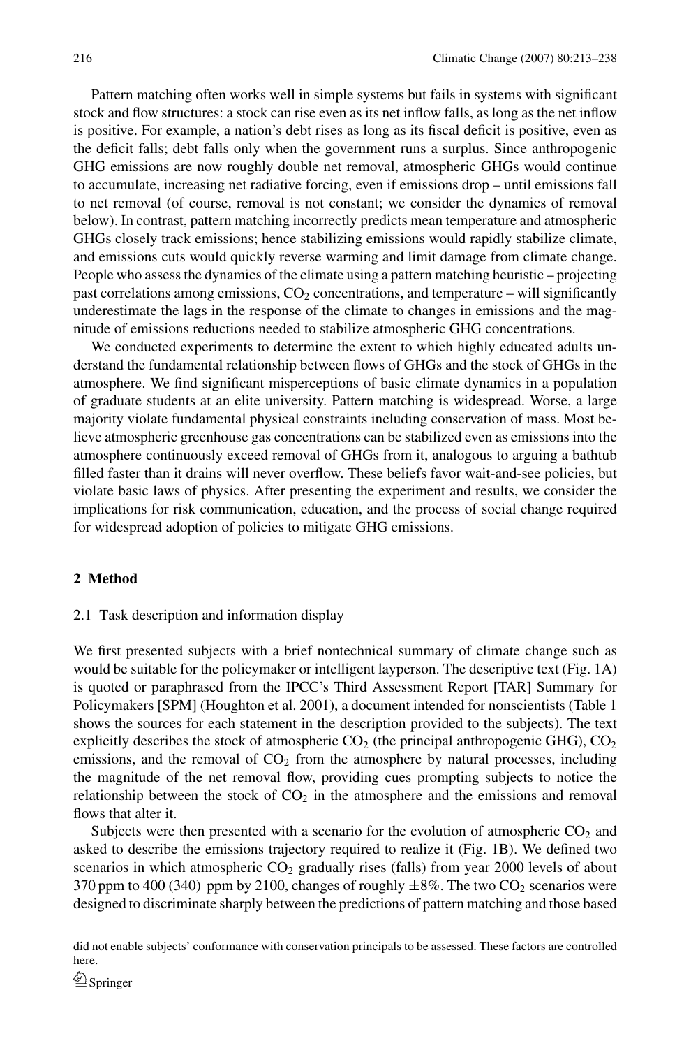Pattern matching often works well in simple systems but fails in systems with significant stock and flow structures: a stock can rise even as its net inflow falls, as long as the net inflow is positive. For example, a nation's debt rises as long as its fiscal deficit is positive, even as the deficit falls; debt falls only when the government runs a surplus. Since anthropogenic GHG emissions are now roughly double net removal, atmospheric GHGs would continue to accumulate, increasing net radiative forcing, even if emissions drop – until emissions fall to net removal (of course, removal is not constant; we consider the dynamics of removal below). In contrast, pattern matching incorrectly predicts mean temperature and atmospheric GHGs closely track emissions; hence stabilizing emissions would rapidly stabilize climate, and emissions cuts would quickly reverse warming and limit damage from climate change. People who assess the dynamics of the climate using a pattern matching heuristic – projecting past correlations among emissions, $CO_2$ concentrations, and temperature – will significantly underestimate the lags in the response of the climate to changes in emissions and the magnitude of emissions reductions needed to stabilize atmospheric GHG concentrations.

We conducted experiments to determine the extent to which highly educated adults understand the fundamental relationship between flows of GHGs and the stock of GHGs in the atmosphere. We find significant misperceptions of basic climate dynamics in a population of graduate students at an elite university. Pattern matching is widespread. Worse, a large majority violate fundamental physical constraints including conservation of mass. Most believe atmospheric greenhouse gas concentrations can be stabilized even as emissions into the atmosphere continuously exceed removal of GHGs from it, analogous to arguing a bathtub filled faster than it drains will never overflow. These beliefs favor wait-and-see policies, but violate basic laws of physics. After presenting the experiment and results, we consider the implications for risk communication, education, and the process of social change required for widespread adoption of policies to mitigate GHG emissions.

## 2 Method

### 2.1 Task description and information display

We first presented subjects with a brief nontechnical summary of climate change such as would be suitable for the policymaker or intelligent layperson. The descriptive text (Fig. 1A) is quoted or paraphrased from the IPCC's Third Assessment Report [TAR] Summary for Policymakers [SPM] (Houghton et al. 2001), a document intended for nonscientists (Table 1 shows the sources for each statement in the description provided to the subjects). The text explicitly describes the stock of atmospheric $CO_2$ (the principal anthropogenic GHG), $CO_2$ emissions, and the removal of $CO_2$ from the atmosphere by natural processes, including the magnitude of the net removal flow, providing cues prompting subjects to notice the relationship between the stock of $CO_2$ in the atmosphere and the emissions and removal flows that alter it.

Subjects were then presented with a scenario for the evolution of atmospheric $CO_2$ and asked to describe the emissions trajectory required to realize it (Fig. 1B). We defined two scenarios in which atmospheric $CO_2$ gradually rises (falls) from year 2000 levels of about 370 ppm to 400 (340) ppm by 2100, changes of roughly $\pm 8\%$. The two $CO_2$ scenarios were designed to discriminate sharply between the predictions of pattern matching and those based

did not enable subjects' conformance with conservation principals to be assessed. These factors are controlled here.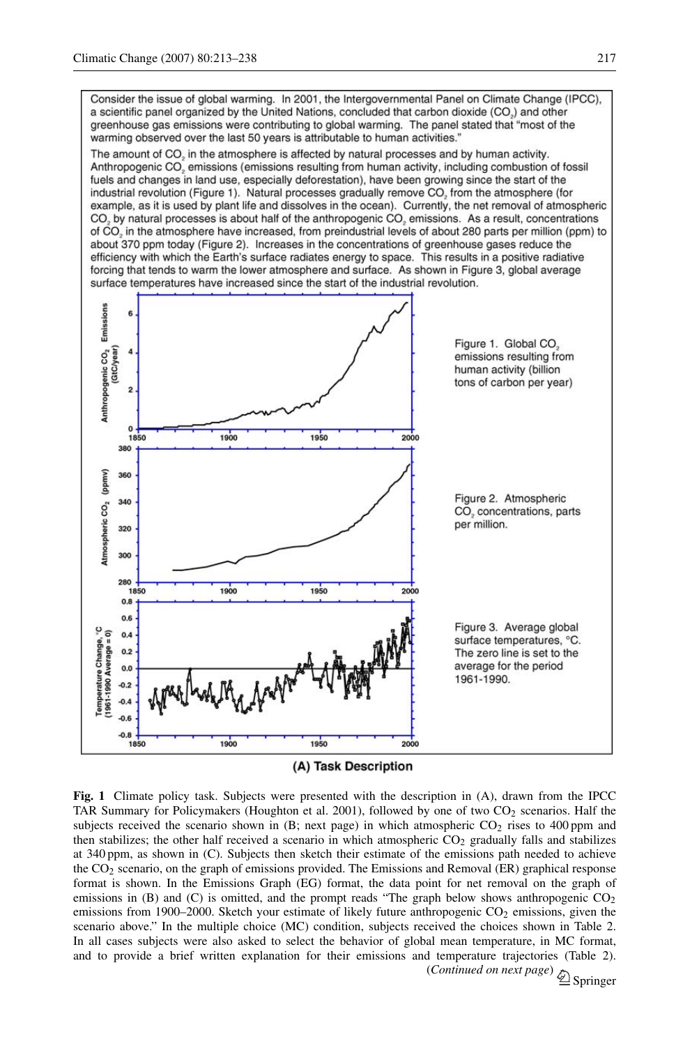Consider the issue of global warming. In 2001, the Intergovernmental Panel on Climate Change (IPCC), a scientific panel organized by the United Nations, concluded that carbon dioxide ($CO_2$) and other greenhouse gas emissions were contributing to global warming. The panel stated that "most of the warming observed over the last 50 years is attributable to human activities."

The amount of $CO_2$ in the atmosphere is affected by natural processes and by human activity. Anthropogenic $CO_2$ emissions (emissions resulting from human activity, including combustion of fossil fuels and changes in land use, especially deforestation), have been growing since the start of the industrial revolution (Figure 1). Natural processes gradually remove $CO_2$ from the atmosphere (for example, as it is used by plant life and dissolves in the ocean). Currently, the net removal of atmospheric $CO_2$ by natural processes is about half of the anthropogenic $CO_2$ emissions. As a result, concentrations of $CO_2$ in the atmosphere have increased, from preindustrial levels of about 280 parts per million (ppm) to about 370 ppm today (Figure 2). Increases in the concentrations of greenhouse gases reduce the efficiency with which the Earth's surface radiates energy to space. This results in a positive radiative forcing that tends to warm the lower atmosphere and surface. As shown in Figure 3, global average surface temperatures have increased since the start of the industrial revolution.

Figure 1. Global $CO_2$ emissions resulting from human activity (billion tons of carbon per year)

Figure 2. Atmospheric $CO_2$ concentrations, parts per million.

Figure 3. Average global surface temperatures, °C. The zero line is set to the average for the period 1961-1990.

**(A) Task Description**

**Fig. 1** Climate policy task. Subjects were presented with the description in (A), drawn from the IPCC TAR Summary for Policymakers (Houghton et al. 2001), followed by one of two $CO_2$ scenarios. Half the subjects received the scenario shown in (B; next page) in which atmospheric $CO_2$ rises to 400 ppm and then stabilizes; the other half received a scenario in which atmospheric $CO_2$ gradually falls and stabilizes at 340 ppm, as shown in (C). Subjects then sketch their estimate of the emissions path needed to achieve the $CO_2$ scenario, on the graph of emissions provided. The Emissions and Removal (ER) graphical response format is shown. In the Emissions Graph (EG) format, the data point for net removal on the graph of emissions in (B) and (C) is omitted, and the prompt reads "The graph below shows anthropogenic $CO_2$ emissions from 1900–2000. Sketch your estimate of likely future anthropogenic $CO_2$ emissions, given the scenario above." In the multiple choice (MC) condition, subjects received the choices shown in Table 2. In all cases subjects were also asked to select the behavior of global mean temperature, in MC format, and to provide a brief written explanation for their emissions and temperature trajectories (Table 2).

(*Continued on next page*)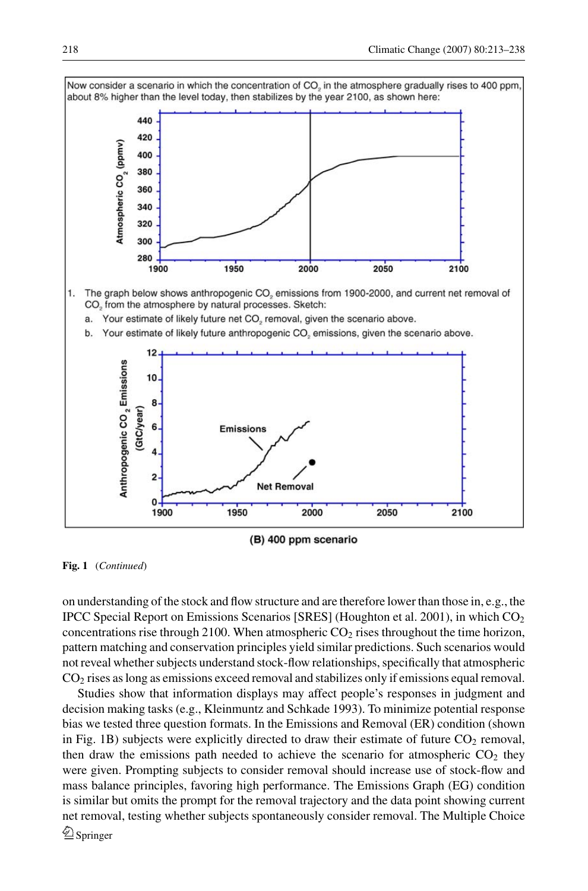Now consider a scenario in which the concentration of $CO_2$ in the atmosphere gradually rises to 400 ppm, about 8% higher than the level today, then stabilizes by the year 2100, as shown here:

1. The graph below shows anthropogenic $CO_2$ emissions from 1900-2000, and current net removal of $CO_2$ from the atmosphere by natural processes. Sketch:
   a. Your estimate of likely future net $CO_2$ removal, given the scenario above.
   b. Your estimate of likely future anthropogenic $CO_2$ emissions, given the scenario above.

(B) 400 ppm scenario

**Fig. 1** (*Continued*)

on understanding of the stock and flow structure and are therefore lower than those in, e.g., the IPCC Special Report on Emissions Scenarios [SRES] (Houghton et al. 2001), in which $CO_2$ concentrations rise through 2100. When atmospheric $CO_2$ rises throughout the time horizon, pattern matching and conservation principles yield similar predictions. Such scenarios would not reveal whether subjects understand stock-flow relationships, specifically that atmospheric $CO_2$ rises as long as emissions exceed removal and stabilizes only if emissions equal removal.

Studies show that information displays may affect people's responses in judgment and decision making tasks (e.g., Kleinmuntz and Schkade 1993). To minimize potential response bias we tested three question formats. In the Emissions and Removal (ER) condition (shown in Fig. 1B) subjects were explicitly directed to draw their estimate of future $CO_2$ removal, then draw the emissions path needed to achieve the scenario for atmospheric $CO_2$ they were given. Prompting subjects to consider removal should increase use of stock-flow and mass balance principles, favoring high performance. The Emissions Graph (EG) condition is similar but omits the prompt for the removal trajectory and the data point showing current net removal, testing whether subjects spontaneously consider removal. The Multiple Choice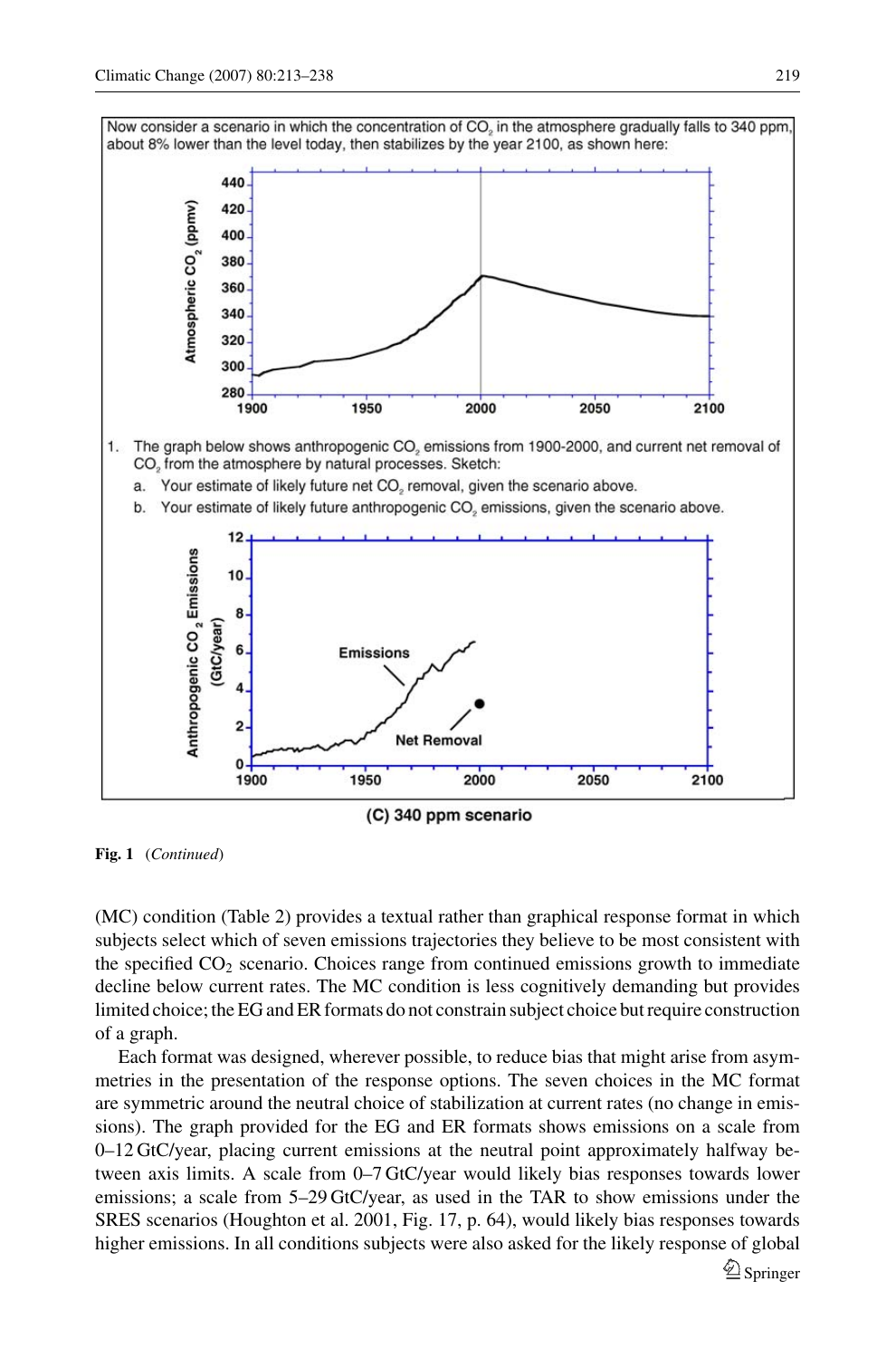Now consider a scenario in which the concentration of $CO_2$ in the atmosphere gradually falls to 340 ppm, about 8% lower than the level today, then stabilizes by the year 2100, as shown here:

1. The graph below shows anthropogenic $CO_2$ emissions from 1900-2000, and current net removal of $CO_2$ from the atmosphere by natural processes. Sketch:
   a. Your estimate of likely future net $CO_2$ removal, given the scenario above.
   b. Your estimate of likely future anthropogenic $CO_2$ emissions, given the scenario above.

(C) 340 ppm scenario

**Fig. 1** (*Continued*)

(MC) condition (Table 2) provides a textual rather than graphical response format in which subjects select which of seven emissions trajectories they believe to be most consistent with the specified $CO_2$ scenario. Choices range from continued emissions growth to immediate decline below current rates. The MC condition is less cognitively demanding but provides limited choice; the EG and ER formats do not constrain subject choice but require construction of a graph.

Each format was designed, wherever possible, to reduce bias that might arise from asymmetries in the presentation of the response options. The seven choices in the MC format are symmetric around the neutral choice of stabilization at current rates (no change in emissions). The graph provided for the EG and ER formats shows emissions on a scale from 0–12 GtC/year, placing current emissions at the neutral point approximately halfway between axis limits. A scale from 0–7 GtC/year would likely bias responses towards lower emissions; a scale from 5–29 GtC/year, as used in the TAR to show emissions under the SRES scenarios (Houghton et al. 2001, Fig. 17, p. 64), would likely bias responses towards higher emissions. In all conditions subjects were also asked for the likely response of global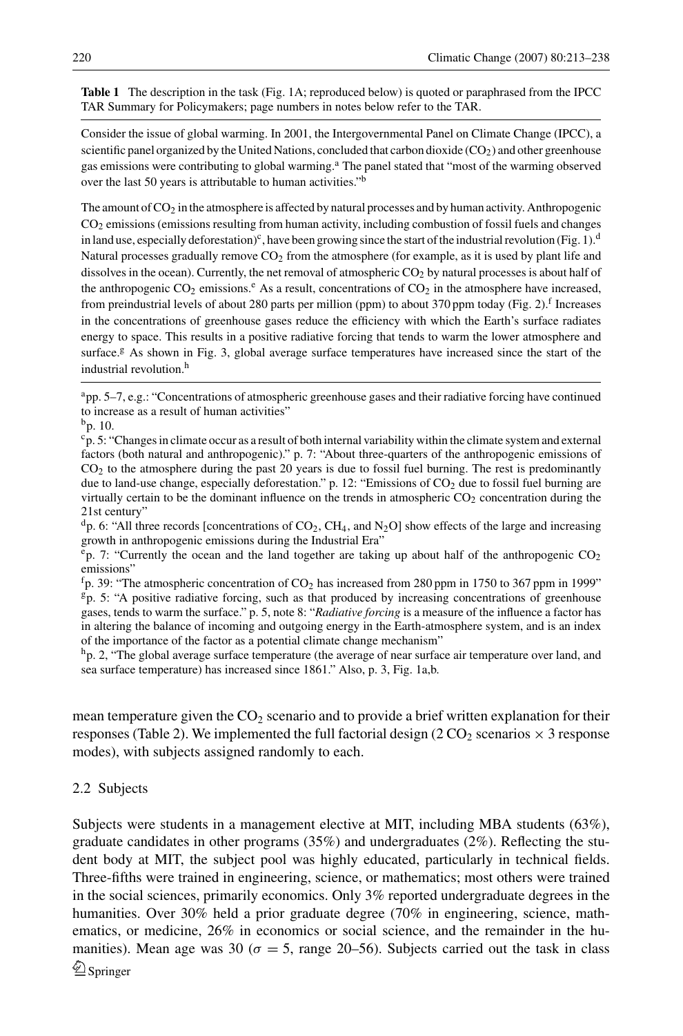**Table 1** The description in the task (Fig. 1A; reproduced below) is quoted or paraphrased from the IPCC TAR Summary for Policymakers; page numbers in notes below refer to the TAR.

Consider the issue of global warming. In 2001, the Intergovernmental Panel on Climate Change (IPCC), a scientific panel organized by the United Nations, concluded that carbon dioxide ($CO_2$) and other greenhouse gas emissions were contributing to global warming.[a] The panel stated that "most of the warming observed over the last 50 years is attributable to human activities."[b]

The amount of $CO_2$ in the atmosphere is affected by natural processes and by human activity. Anthropogenic $CO_2$ emissions (emissions resulting from human activity, including combustion of fossil fuels and changes in land use, especially deforestation)[c], have been growing since the start of the industrial revolution (Fig. 1).[d] Natural processes gradually remove $CO_2$ from the atmosphere (for example, as it is used by plant life and dissolves in the ocean). Currently, the net removal of atmospheric $CO_2$ by natural processes is about half of the anthropogenic $CO_2$ emissions.[e] As a result, concentrations of $CO_2$ in the atmosphere have increased, from preindustrial levels of about 280 parts per million (ppm) to about 370 ppm today (Fig. 2).[f] Increases in the concentrations of greenhouse gases reduce the efficiency with which the Earth's surface radiates energy to space. This results in a positive radiative forcing that tends to warm the lower atmosphere and surface.[g] As shown in Fig. 3, global average surface temperatures have increased since the start of the industrial revolution.[h]

[a] pp. 5–7, e.g.: "Concentrations of atmospheric greenhouse gases and their radiative forcing have continued to increase as a result of human activities"

[b] p. 10.

[c] p. 5: "Changes in climate occur as a result of both internal variability within the climate system and external factors (both natural and anthropogenic)." p. 7: "About three-quarters of the anthropogenic emissions of $CO_2$ to the atmosphere during the past 20 years is due to fossil fuel burning. The rest is predominantly due to land-use change, especially deforestation." p. 12: "Emissions of $CO_2$ due to fossil fuel burning are virtually certain to be the dominant influence on the trends in atmospheric $CO_2$ concentration during the 21st century"

[d] p. 6: "All three records [concentrations of $CO_2$, $CH_4$, and $N_2O$] show effects of the large and increasing growth in anthropogenic emissions during the Industrial Era"

[e] p. 7: "Currently the ocean and the land together are taking up about half of the anthropogenic $CO_2$ emissions"

[f] p. 39: "The atmospheric concentration of $CO_2$ has increased from 280 ppm in 1750 to 367 ppm in 1999"

[g] p. 5: "A positive radiative forcing, such as that produced by increasing concentrations of greenhouse gases, tends to warm the surface." p. 5, note 8: "*Radiative forcing* is a measure of the influence a factor has in altering the balance of incoming and outgoing energy in the Earth-atmosphere system, and is an index of the importance of the factor as a potential climate change mechanism"

[h] p. 2, "The global average surface temperature (the average of near surface air temperature over land, and sea surface temperature) has increased since 1861." Also, p. 3, Fig. 1a,b.

mean temperature given the $CO_2$ scenario and to provide a brief written explanation for their responses (Table 2). We implemented the full factorial design (2 $CO_2$ scenarios $\times$ 3 response modes), with subjects assigned randomly to each.

### 2.2 Subjects

Subjects were students in a management elective at MIT, including MBA students (63%), graduate candidates in other programs (35%) and undergraduates (2%). Reflecting the student body at MIT, the subject pool was highly educated, particularly in technical fields. Three-fifths were trained in engineering, science, or mathematics; most others were trained in the social sciences, primarily economics. Only 3% reported undergraduate degrees in the humanities. Over 30% held a prior graduate degree (70% in engineering, science, mathematics, or medicine, 26% in economics or social science, and the remainder in the humanities). Mean age was 30 ($\sigma = 5$, range 20–56). Subjects carried out the task in class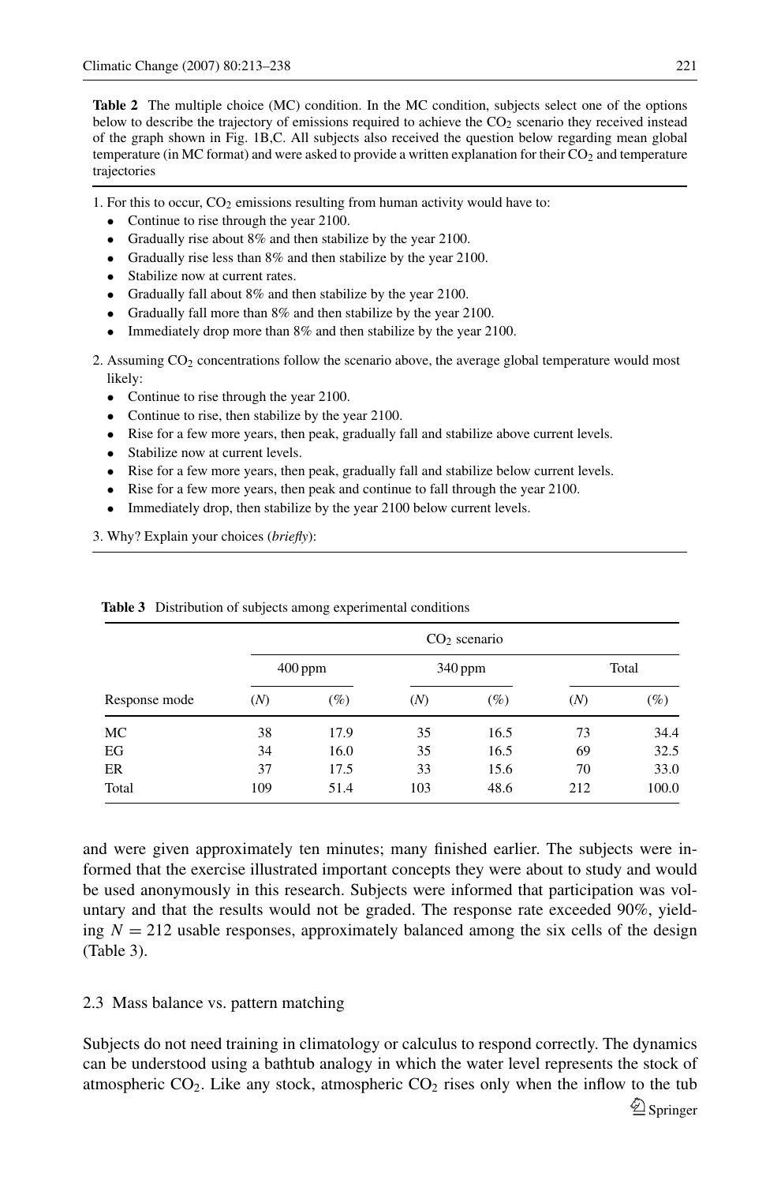**Table 2** The multiple choice (MC) condition. In the MC condition, subjects select one of the options below to describe the trajectory of emissions required to achieve the $CO_2$ scenario they received instead of the graph shown in Fig. 1B,C. All subjects also received the question below regarding mean global temperature (in MC format) and were asked to provide a written explanation for their $CO_2$ and temperature trajectories

1. For this to occur, $CO_2$ emissions resulting from human activity would have to:
   - Continue to rise through the year 2100.
   - Gradually rise about 8% and then stabilize by the year 2100.
   - Gradually rise less than 8% and then stabilize by the year 2100.
   - Stabilize now at current rates.
   - Gradually fall about 8% and then stabilize by the year 2100.
   - Gradually fall more than 8% and then stabilize by the year 2100.
   - Immediately drop more than 8% and then stabilize by the year 2100.

2. Assuming $CO_2$ concentrations follow the scenario above, the average global temperature would most likely:
   - Continue to rise through the year 2100.
   - Continue to rise, then stabilize by the year 2100.
   - Rise for a few more years, then peak, gradually fall and stabilize above current levels.
   - Stabilize now at current levels.
   - Rise for a few more years, then peak, gradually fall and stabilize below current levels.
   - Rise for a few more years, then peak and continue to fall through the year 2100.
   - Immediately drop, then stabilize by the year 2100 below current levels.

3. Why? Explain your choices (*briefly*):

**Table 3** Distribution of subjects among experimental conditions

| | $CO_2$ scenario | | | | | |
|---|---|---|---|---|---|---|
| | 400 ppm | | 340 ppm | | Total | |
| Response mode | (*N*) | (%) | (*N*) | (%) | (*N*) | (%) |
| MC | 38 | 17.9 | 35 | 16.5 | 73 | 34.4 |
| EG | 34 | 16.0 | 35 | 16.5 | 69 | 32.5 |
| ER | 37 | 17.5 | 33 | 15.6 | 70 | 33.0 |
| Total | 109 | 51.4 | 103 | 48.6 | 212 | 100.0 |

and were given approximately ten minutes; many finished earlier. The subjects were informed that the exercise illustrated important concepts they were about to study and would be used anonymously in this research. Subjects were informed that participation was voluntary and that the results would not be graded. The response rate exceeded 90%, yielding $N = 212$ usable responses, approximately balanced among the six cells of the design (Table 3).

### 2.3 Mass balance vs. pattern matching

Subjects do not need training in climatology or calculus to respond correctly. The dynamics can be understood using a bathtub analogy in which the water level represents the stock of atmospheric $CO_2$. Like any stock, atmospheric $CO_2$ rises only when the inflow to the tub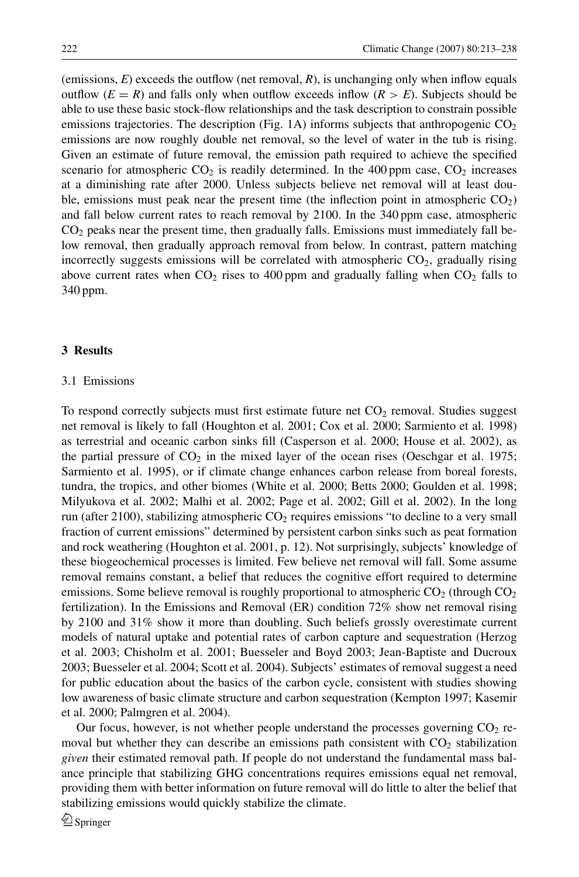(emissions, *E*) exceeds the outflow (net removal, *R*), is unchanging only when inflow equals outflow ($E = R$) and falls only when outflow exceeds inflow ($R > E$). Subjects should be able to use these basic stock-flow relationships and the task description to constrain possible emissions trajectories. The description (Fig. 1A) informs subjects that anthropogenic $CO_2$ emissions are now roughly double net removal, so the level of water in the tub is rising. Given an estimate of future removal, the emission path required to achieve the specified scenario for atmospheric $CO_2$ is readily determined. In the 400 ppm case, $CO_2$ increases at a diminishing rate after 2000. Unless subjects believe net removal will at least double, emissions must peak near the present time (the inflection point in atmospheric $CO_2$) and fall below current rates to reach removal by 2100. In the 340 ppm case, atmospheric $CO_2$ peaks near the present time, then gradually falls. Emissions must immediately fall below removal, then gradually approach removal from below. In contrast, pattern matching incorrectly suggests emissions will be correlated with atmospheric $CO_2$, gradually rising above current rates when $CO_2$ rises to 400 ppm and gradually falling when $CO_2$ falls to 340 ppm.

## 3 Results

### 3.1 Emissions

To respond correctly subjects must first estimate future net $CO_2$ removal. Studies suggest net removal is likely to fall (Houghton et al. 2001; Cox et al. 2000; Sarmiento et al. 1998) as terrestrial and oceanic carbon sinks fill (Casperson et al. 2000; House et al. 2002), as the partial pressure of $CO_2$ in the mixed layer of the ocean rises (Oeschgar et al. 1975; Sarmiento et al. 1995), or if climate change enhances carbon release from boreal forests, tundra, the tropics, and other biomes (White et al. 2000; Betts 2000; Goulden et al. 1998; Milyukova et al. 2002; Malhi et al. 2002; Page et al. 2002; Gill et al. 2002). In the long run (after 2100), stabilizing atmospheric $CO_2$ requires emissions "to decline to a very small fraction of current emissions" determined by persistent carbon sinks such as peat formation and rock weathering (Houghton et al. 2001, p. 12). Not surprisingly, subjects' knowledge of these biogeochemical processes is limited. Few believe net removal will fall. Some assume removal remains constant, a belief that reduces the cognitive effort required to determine emissions. Some believe removal is roughly proportional to atmospheric $CO_2$ (through $CO_2$ fertilization). In the Emissions and Removal (ER) condition 72% show net removal rising by 2100 and 31% show it more than doubling. Such beliefs grossly overestimate current models of natural uptake and potential rates of carbon capture and sequestration (Herzog et al. 2003; Chisholm et al. 2001; Buesseler and Boyd 2003; Jean-Baptiste and Ducroux 2003; Buesseler et al. 2004; Scott et al. 2004). Subjects' estimates of removal suggest a need for public education about the basics of the carbon cycle, consistent with studies showing low awareness of basic climate structure and carbon sequestration (Kempton 1997; Kasemir et al. 2000; Palmgren et al. 2004).

Our focus, however, is not whether people understand the processes governing $CO_2$ removal but whether they can describe an emissions path consistent with $CO_2$ stabilization *given* their estimated removal path. If people do not understand the fundamental mass balance principle that stabilizing GHG concentrations requires emissions equal net removal, providing them with better information on future removal will do little to alter the belief that stabilizing emissions would quickly stabilize the climate.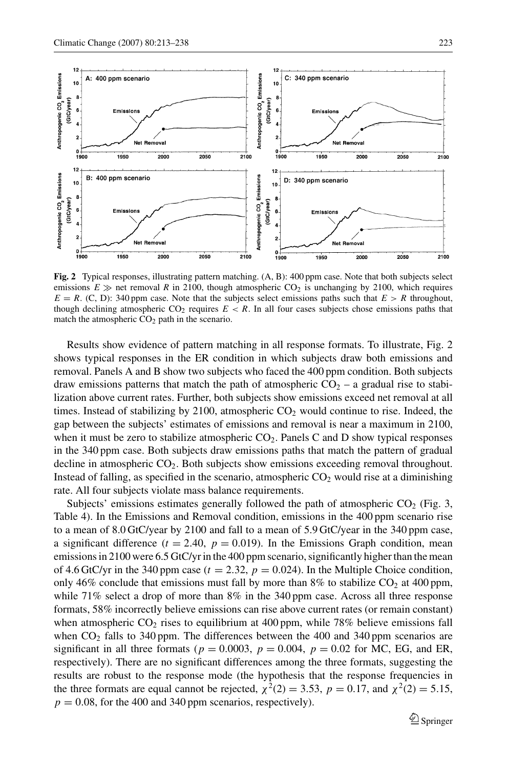**Fig. 2** Typical responses, illustrating pattern matching. (A, B): 400 ppm case. Note that both subjects select emissions $E \gg$ net removal $R$ in 2100, though atmospheric $CO_2$ is unchanging by 2100, which requires $E = R$. (C, D): 340 ppm case. Note that the subjects select emissions paths such that $E > R$ throughout, though declining atmospheric $CO_2$ requires $E < R$. In all four cases subjects chose emissions paths that match the atmospheric $CO_2$ path in the scenario.

Results show evidence of pattern matching in all response formats. To illustrate, Fig. 2 shows typical responses in the ER condition in which subjects draw both emissions and removal. Panels A and B show two subjects who faced the 400 ppm condition. Both subjects draw emissions patterns that match the path of atmospheric $CO_2$ – a gradual rise to stabilization above current rates. Further, both subjects show emissions exceed net removal at all times. Instead of stabilizing by 2100, atmospheric $CO_2$ would continue to rise. Indeed, the gap between the subjects' estimates of emissions and removal is near a maximum in 2100, when it must be zero to stabilize atmospheric $CO_2$. Panels C and D show typical responses in the 340 ppm case. Both subjects draw emissions paths that match the pattern of gradual decline in atmospheric $CO_2$. Both subjects show emissions exceeding removal throughout. Instead of falling, as specified in the scenario, atmospheric $CO_2$ would rise at a diminishing rate. All four subjects violate mass balance requirements.

Subjects' emissions estimates generally followed the path of atmospheric $CO_2$ (Fig. 3, Table 4). In the Emissions and Removal condition, emissions in the 400 ppm scenario rise to a mean of 8.0 GtC/year by 2100 and fall to a mean of 5.9 GtC/year in the 340 ppm case, a significant difference ($t = 2.40$, $p = 0.019$). In the Emissions Graph condition, mean emissions in 2100 were 6.5 GtC/yr in the 400 ppm scenario, significantly higher than the mean of 4.6 GtC/yr in the 340 ppm case ($t = 2.32$, $p = 0.024$). In the Multiple Choice condition, only 46% conclude that emissions must fall by more than 8% to stabilize $CO_2$ at 400 ppm, while 71% select a drop of more than 8% in the 340 ppm case. Across all three response formats, 58% incorrectly believe emissions can rise above current rates (or remain constant) when atmospheric $CO_2$ rises to equilibrium at 400 ppm, while 78% believe emissions fall when $CO_2$ falls to 340 ppm. The differences between the 400 and 340 ppm scenarios are significant in all three formats ($p = 0.0003$, $p = 0.004$, $p = 0.02$ for MC, EG, and ER, respectively). There are no significant differences among the three formats, suggesting the results are robust to the response mode (the hypothesis that the response frequencies in the three formats are equal cannot be rejected, $\chi^2(2) = 3.53$, $p = 0.17$, and $\chi^2(2) = 5.15$, $p = 0.08$, for the 400 and 340 ppm scenarios, respectively).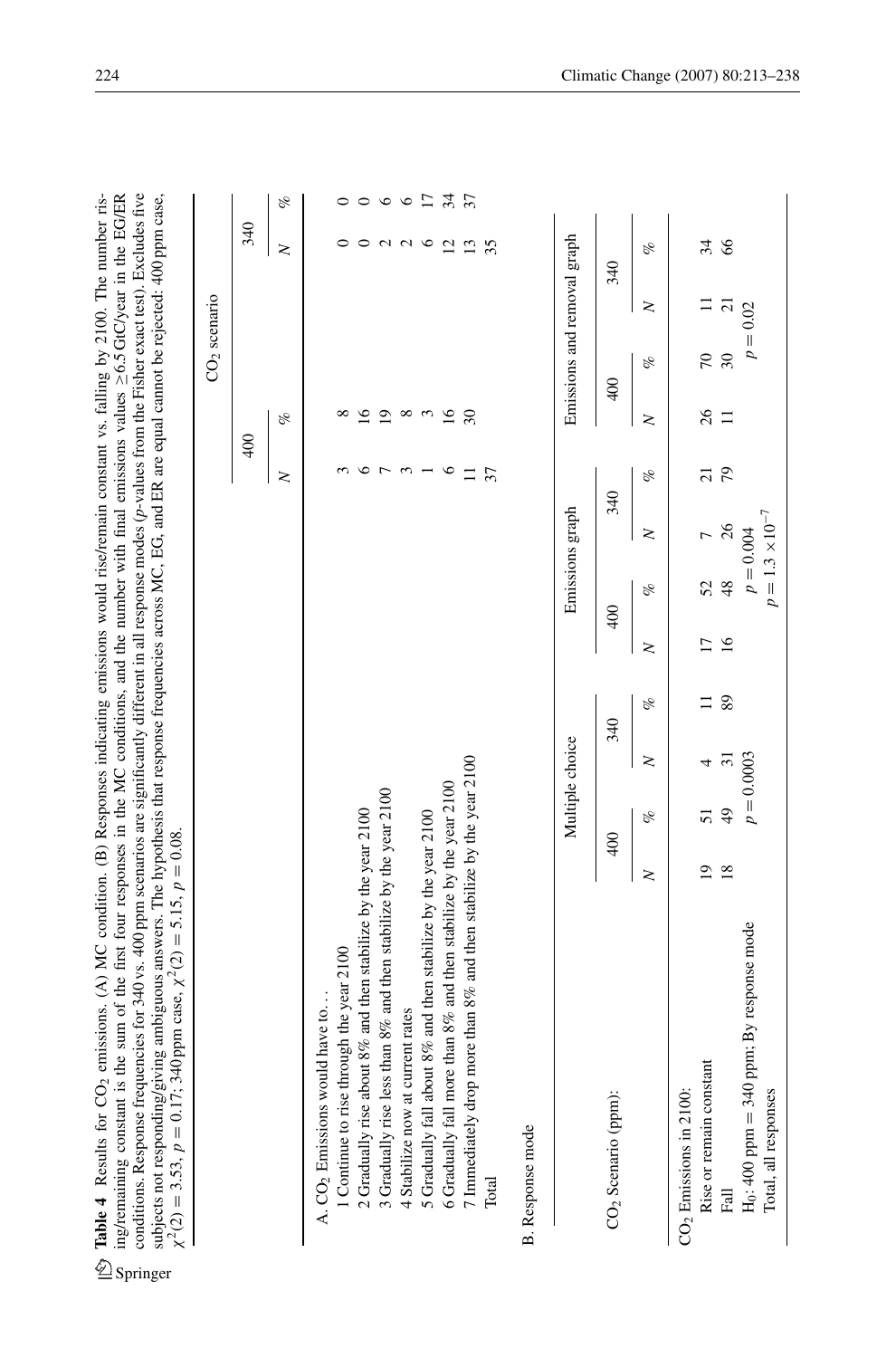**Table 4** Results for $CO_2$ emissions. (A) MC condition. (B) Responses indicating emissions would rise/remain constant vs. falling by 2100. The number rising/remaining constant is the sum of the first four responses in the MC conditions, and the number with final emissions values ≥6.5 GtC/year in the EG/ER conditions. Response frequencies for 340 vs. 400 ppm scenarios are significantly different in all response modes ($p$-values from the Fisher exact test). Excludes five subjects not responding/giving ambiguous answers. The hypothesis that response frequencies across MC, EG, and ER are equal cannot be rejected: 400 ppm case, $\chi^2(2) = 3.53$, $p = 0.17$; 340 ppm case, $\chi^2(2) = 5.15$, $p = 0.08$.

| | $CO_2$ scenario | | | |
|---|---|---|---|---|
| | 400 | | 340 | |
| | $N$ | % | $N$ | % |
| A. $CO_2$ Emissions would have to… | | | | |
| 1 Continue to rise through the year 2100 | 3 | 8 | 0 | 0 |
| 2 Gradually rise about 8% and then stabilize by the year 2100 | 6 | 16 | 0 | 0 |
| 3 Gradually rise less than 8% and then stabilize by the year 2100 | 7 | 19 | 2 | 6 |
| 4 Stabilize now at current rates | 3 | 8 | 2 | 6 |
| 5 Gradually fall about 8% and then stabilize by the year 2100 | 1 | 3 | 6 | 17 |
| 6 Gradually fall more than 8% and then stabilize by the year 2100 | 6 | 16 | 12 | 34 |
| 7 Immediately drop more than 8% and then stabilize by the year 2100 | 11 | 30 | 13 | 37 |
| Total | 37 | | 35 | |

B. Response mode

| | Multiple choice | | | | Emissions graph | | | | Emissions and removal graph | | | |
|---|---|---|---|---|---|---|---|---|---|---|---|---|
| $CO_2$ Scenario (ppm): | 400 | | 340 | | 400 | | 340 | | 400 | | 340 | |
| | $N$ | % | $N$ | % | $N$ | % | $N$ | % | $N$ | % | $N$ | % |
| $CO_2$ Emissions in 2100: | | | | | | | | | | | | |
| Rise or remain constant | 19 | 51 | 4 | 11 | 17 | 52 | 7 | 21 | 26 | 70 | 11 | 34 |
| Fall | 18 | 49 | 31 | 89 | 16 | 48 | 26 | 79 | 11 | 30 | 21 | 66 |
| $H_0$: 400 ppm = 340 ppm; By response mode | $p = 0.0003$ | | | | $p = 0.004$ | | | | $p = 0.02$ | | | |
| Total, all responses | | | | | $p = 1.3 \times 10^{-7}$ | | | | | | | |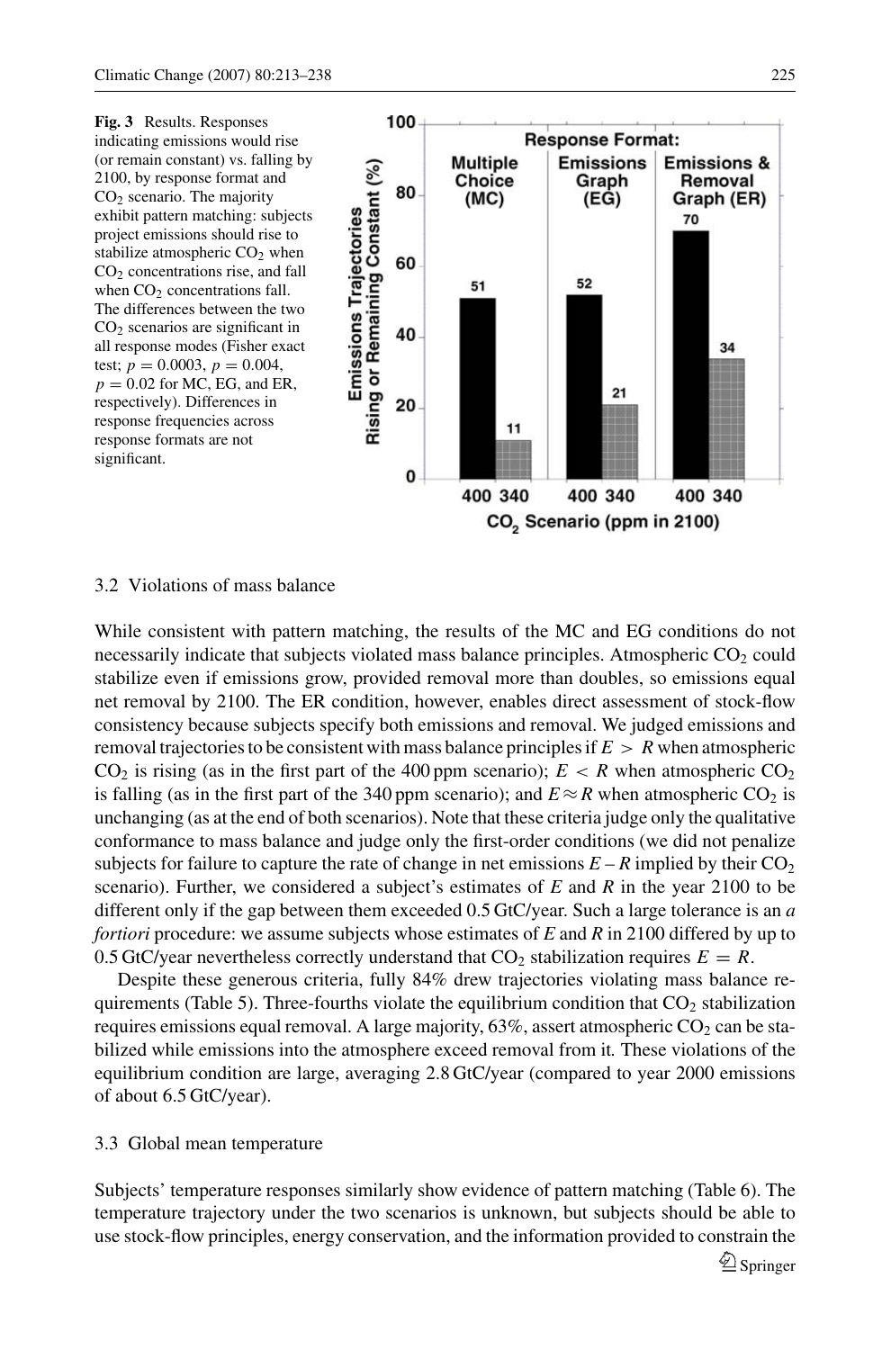**Fig. 3** Results. Responses indicating emissions would rise (or remain constant) vs. falling by 2100, by response format and $CO_2$ scenario. The majority exhibit pattern matching: subjects project emissions should rise to stabilize atmospheric $CO_2$ when $CO_2$ concentrations rise, and fall when $CO_2$ concentrations fall. The differences between the two $CO_2$ scenarios are significant in all response modes (Fisher exact test; $p = 0.0003$, $p = 0.004$, $p = 0.02$ for MC, EG, and ER, respectively). Differences in response frequencies across response formats are not significant.

### 3.2 Violations of mass balance

While consistent with pattern matching, the results of the MC and EG conditions do not necessarily indicate that subjects violated mass balance principles. Atmospheric $CO_2$ could stabilize even if emissions grow, provided removal more than doubles, so emissions equal net removal by 2100. The ER condition, however, enables direct assessment of stock-flow consistency because subjects specify both emissions and removal. We judged emissions and removal trajectories to be consistent with mass balance principles if $E > R$ when atmospheric $CO_2$ is rising (as in the first part of the 400 ppm scenario); $E < R$ when atmospheric $CO_2$ is falling (as in the first part of the 340 ppm scenario); and $E \approx R$ when atmospheric $CO_2$ is unchanging (as at the end of both scenarios). Note that these criteria judge only the qualitative conformance to mass balance and judge only the first-order conditions (we did not penalize subjects for failure to capture the rate of change in net emissions $E - R$ implied by their $CO_2$ scenario). Further, we considered a subject's estimates of $E$ and $R$ in the year 2100 to be different only if the gap between them exceeded 0.5 GtC/year. Such a large tolerance is an *a fortiori* procedure: we assume subjects whose estimates of $E$ and $R$ in 2100 differed by up to 0.5 GtC/year nevertheless correctly understand that $CO_2$ stabilization requires $E = R$.

Despite these generous criteria, fully 84% drew trajectories violating mass balance requirements (Table 5). Three-fourths violate the equilibrium condition that $CO_2$ stabilization requires emissions equal removal. A large majority, 63%, assert atmospheric $CO_2$ can be stabilized while emissions into the atmosphere exceed removal from it. These violations of the equilibrium condition are large, averaging 2.8 GtC/year (compared to year 2000 emissions of about 6.5 GtC/year).

### 3.3 Global mean temperature

Subjects' temperature responses similarly show evidence of pattern matching (Table 6). The temperature trajectory under the two scenarios is unknown, but subjects should be able to use stock-flow principles, energy conservation, and the information provided to constrain the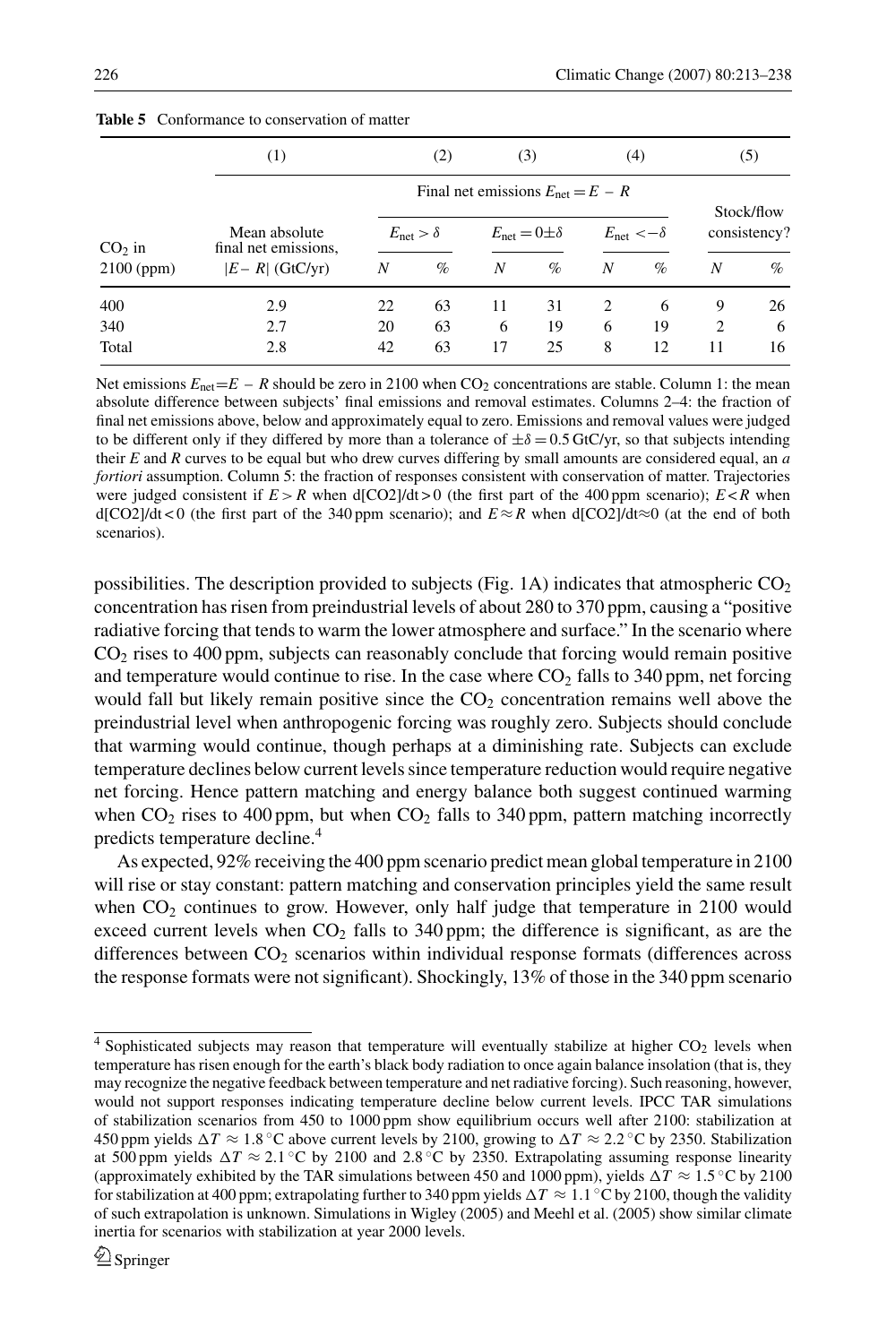**Table 5** Conformance to conservation of matter

| | (1) | (2) | | (3) | | (4) | | (5) | |
|---|---|---|---|---|---|---|---|---|---|
| | | Final net emissions $E_{net} = E - R$ | | | | | | Stock/flow consistency? | |
| $CO_2$ in 2100 (ppm) | Mean absolute final net emissions, $\|E - R\|$ (GtC/yr) | $E_{net} > \delta$ | | $E_{net} = 0 \pm \delta$ | | $E_{net} < -\delta$ | | | |
| | | $N$ | % | $N$ | % | $N$ | % | $N$ | % |
| 400 | 2.9 | 22 | 63 | 11 | 31 | 2 | 6 | 9 | 26 |
| 340 | 2.7 | 20 | 63 | 6 | 19 | 6 | 19 | 2 | 6 |
| Total | 2.8 | 42 | 63 | 17 | 25 | 8 | 12 | 11 | 16 |

Net emissions $E_{net} = E - R$ should be zero in 2100 when $CO_2$ concentrations are stable. Column 1: the mean absolute difference between subjects' final emissions and removal estimates. Columns 2–4: the fraction of final net emissions above, below and approximately equal to zero. Emissions and removal values were judged to be different only if they differed by more than a tolerance of $\pm\delta = 0.5$ GtC/yr, so that subjects intending their $E$ and $R$ curves to be equal but who drew curves differing by small amounts are considered equal, an *a fortiori* assumption. Column 5: the fraction of responses consistent with conservation of matter. Trajectories were judged consistent if $E > R$ when $d[CO2]/dt > 0$ (the first part of the 400 ppm scenario); $E < R$ when $d[CO2]/dt < 0$ (the first part of the 340 ppm scenario); and $E \approx R$ when $d[CO2]/dt \approx 0$ (at the end of both scenarios).

possibilities. The description provided to subjects (Fig. 1A) indicates that atmospheric $CO_2$ concentration has risen from preindustrial levels of about 280 to 370 ppm, causing a "positive radiative forcing that tends to warm the lower atmosphere and surface." In the scenario where $CO_2$ rises to 400 ppm, subjects can reasonably conclude that forcing would remain positive and temperature would continue to rise. In the case where $CO_2$ falls to 340 ppm, net forcing would fall but likely remain positive since the $CO_2$ concentration remains well above the preindustrial level when anthropogenic forcing was roughly zero. Subjects should conclude that warming would continue, though perhaps at a diminishing rate. Subjects can exclude temperature declines below current levels since temperature reduction would require negative net forcing. Hence pattern matching and energy balance both suggest continued warming when $CO_2$ rises to 400 ppm, but when $CO_2$ falls to 340 ppm, pattern matching incorrectly predicts temperature decline.[4]

As expected, 92% receiving the 400 ppm scenario predict mean global temperature in 2100 will rise or stay constant: pattern matching and conservation principles yield the same result when $CO_2$ continues to grow. However, only half judge that temperature in 2100 would exceed current levels when $CO_2$ falls to 340 ppm; the difference is significant, as are the differences between $CO_2$ scenarios within individual response formats (differences across the response formats were not significant). Shockingly, 13% of those in the 340 ppm scenario

[4] Sophisticated subjects may reason that temperature will eventually stabilize at higher $CO_2$ levels when temperature has risen enough for the earth's black body radiation to once again balance insolation (that is, they may recognize the negative feedback between temperature and net radiative forcing). Such reasoning, however, would not support responses indicating temperature decline below current levels. IPCC TAR simulations of stabilization scenarios from 450 to 1000 ppm show equilibrium occurs well after 2100: stabilization at 450 ppm yields $\Delta T \approx 1.8\,^\circ$C above current levels by 2100, growing to $\Delta T \approx 2.2\,^\circ$C by 2350. Stabilization at 500 ppm yields $\Delta T \approx 2.1\,^\circ$C by 2100 and 2.8 °C by 2350. Extrapolating assuming response linearity (approximately exhibited by the TAR simulations between 450 and 1000 ppm), yields $\Delta T \approx 1.5\,^\circ$C by 2100 for stabilization at 400 ppm; extrapolating further to 340 ppm yields $\Delta T \approx 1.1\,^\circ$C by 2100, though the validity of such extrapolation is unknown. Simulations in Wigley (2005) and Meehl et al. (2005) show similar climate inertia for scenarios with stabilization at year 2000 levels.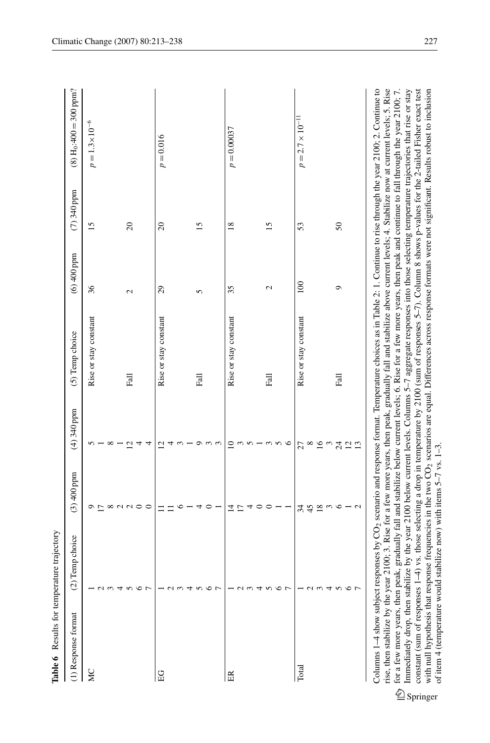**Table 6** Results for temperature trajectory

| (1) Response format | (2) Temp choice | (3) 400 ppm | (4) 340 ppm | (5) Temp choice | (6) 400 ppm | (7) 340 ppm | (8) $H_0$:400 = 300 ppm? |
|---|---|---|---|---|---|---|---|
| MC | 1 | 9 | 5 | Rise or stay constant | 36 | 15 | $p = 1.3\times10^{-6}$ |
| | 2 | 17 | 1 | | | | |
| | 3 | 8 | 8 | | | | |
| | 4 | 2 | 1 | | | | |
| | 5 | 2 | 12 | Fall | 2 | 20 | |
| | 6 | 0 | 4 | | | | |
| | 7 | 0 | 4 | | | | |
| EG | 1 | 11 | 12 | Rise or stay constant | 29 | 20 | $p = 0.016$ |
| | 2 | 11 | 4 | | | | |
| | 3 | 6 | 3 | | | | |
| | 4 | 1 | 1 | | | | |
| | 5 | 4 | 9 | Fall | 5 | 15 | |
| | 6 | 0 | 3 | | | | |
| | 7 | 1 | 3 | | | | |
| ER | 1 | 14 | 10 | Rise or stay constant | 35 | 18 | $p = 0.00037$ |
| | 2 | 17 | 3 | | | | |
| | 3 | 4 | 5 | | | | |
| | 4 | 0 | 1 | | | | |
| | 5 | 0 | 3 | Fall | 2 | 15 | |
| | 6 | 1 | 5 | | | | |
| | 7 | 1 | 6 | | | | |
| Total | 1 | 34 | 27 | Rise or stay constant | 100 | 53 | $p = 2.7\times10^{-11}$ |
| | 2 | 45 | 8 | | | | |
| | 3 | 18 | 16 | | | | |
| | 4 | 3 | 3 | | | | |
| | 5 | 6 | 24 | Fall | 9 | 50 | |
| | 6 | 1 | 12 | | | | |
| | 7 | 2 | 13 | | | | |

Columns 1–4 show subject responses by $CO_2$ scenario and response format. Temperature choices as in Table 2: 1. Continue to rise through the year 2100; 2. Continue to rise, then stabilize by the year 2100; 3. Rise for a few more years, then peak, gradually fall and stabilize above current levels; 4. Stabilize now at current levels; 5. Rise for a few more years, then peak, gradually fall and stabilize below current levels; 6. Rise for a few more years, then peak and continue to fall through the year 2100; 7. Immediately drop, then stabilize by the year 2100 below current levels. Columns 5–7 aggregate responses into those selecting temperature trajectories that rise or stay constant (sum of responses 1–4) vs. those selecting a drop in temperature by 2100 (sum of responses 5–7). Column 8 shows p-values for the 2-tailed Fisher exact test with null hypothesis that response frequencies in the two $CO_2$ scenarios are equal. Differences across response formats were not significant. Results robust to inclusion of item 4 (temperature would stabilize now) with items 5–7 vs. 1–3.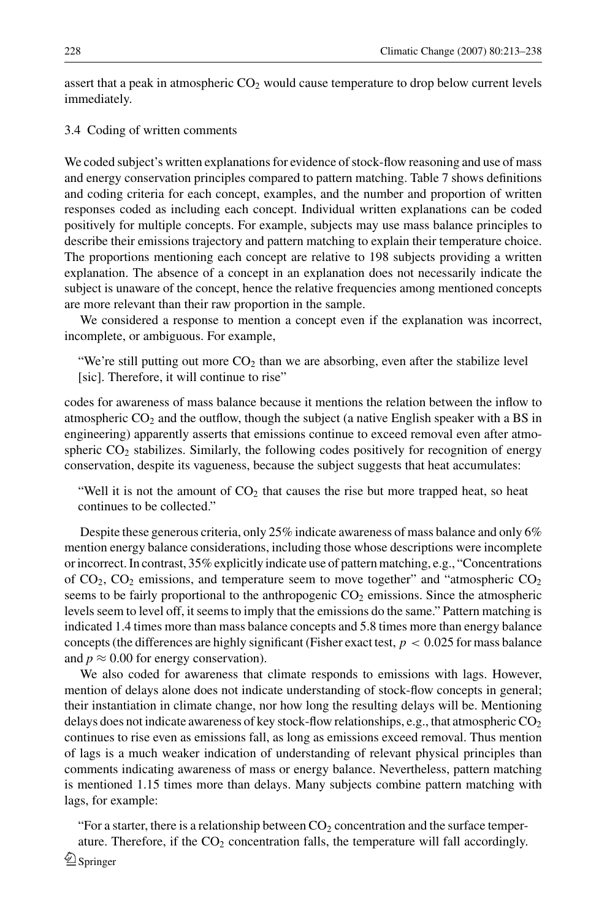assert that a peak in atmospheric $CO_2$ would cause temperature to drop below current levels immediately.

### 3.4 Coding of written comments

We coded subject's written explanations for evidence of stock-flow reasoning and use of mass and energy conservation principles compared to pattern matching. Table 7 shows definitions and coding criteria for each concept, examples, and the number and proportion of written responses coded as including each concept. Individual written explanations can be coded positively for multiple concepts. For example, subjects may use mass balance principles to describe their emissions trajectory and pattern matching to explain their temperature choice. The proportions mentioning each concept are relative to 198 subjects providing a written explanation. The absence of a concept in an explanation does not necessarily indicate the subject is unaware of the concept, hence the relative frequencies among mentioned concepts are more relevant than their raw proportion in the sample.

We considered a response to mention a concept even if the explanation was incorrect, incomplete, or ambiguous. For example,

> "We're still putting out more $CO_2$ than we are absorbing, even after the stabilize level [sic]. Therefore, it will continue to rise"

codes for awareness of mass balance because it mentions the relation between the inflow to atmospheric $CO_2$ and the outflow, though the subject (a native English speaker with a BS in engineering) apparently asserts that emissions continue to exceed removal even after atmospheric $CO_2$ stabilizes. Similarly, the following codes positively for recognition of energy conservation, despite its vagueness, because the subject suggests that heat accumulates:

> "Well it is not the amount of $CO_2$ that causes the rise but more trapped heat, so heat continues to be collected."

Despite these generous criteria, only 25% indicate awareness of mass balance and only 6% mention energy balance considerations, including those whose descriptions were incomplete or incorrect. In contrast, 35% explicitly indicate use of pattern matching, e.g., "Concentrations of $CO_2$, $CO_2$ emissions, and temperature seem to move together" and "atmospheric $CO_2$ seems to be fairly proportional to the anthropogenic $CO_2$ emissions. Since the atmospheric levels seem to level off, it seems to imply that the emissions do the same." Pattern matching is indicated 1.4 times more than mass balance concepts and 5.8 times more than energy balance concepts (the differences are highly significant (Fisher exact test, $p < 0.025$ for mass balance and $p \approx 0.00$ for energy conservation).

We also coded for awareness that climate responds to emissions with lags. However, mention of delays alone does not indicate understanding of stock-flow concepts in general; their instantiation in climate change, nor how long the resulting delays will be. Mentioning delays does not indicate awareness of key stock-flow relationships, e.g., that atmospheric $CO_2$ continues to rise even as emissions fall, as long as emissions exceed removal. Thus mention of lags is a much weaker indication of understanding of relevant physical principles than comments indicating awareness of mass or energy balance. Nevertheless, pattern matching is mentioned 1.15 times more than delays. Many subjects combine pattern matching with lags, for example:

> "For a starter, there is a relationship between $CO_2$ concentration and the surface temperature. Therefore, if the $CO_2$ concentration falls, the temperature will fall accordingly.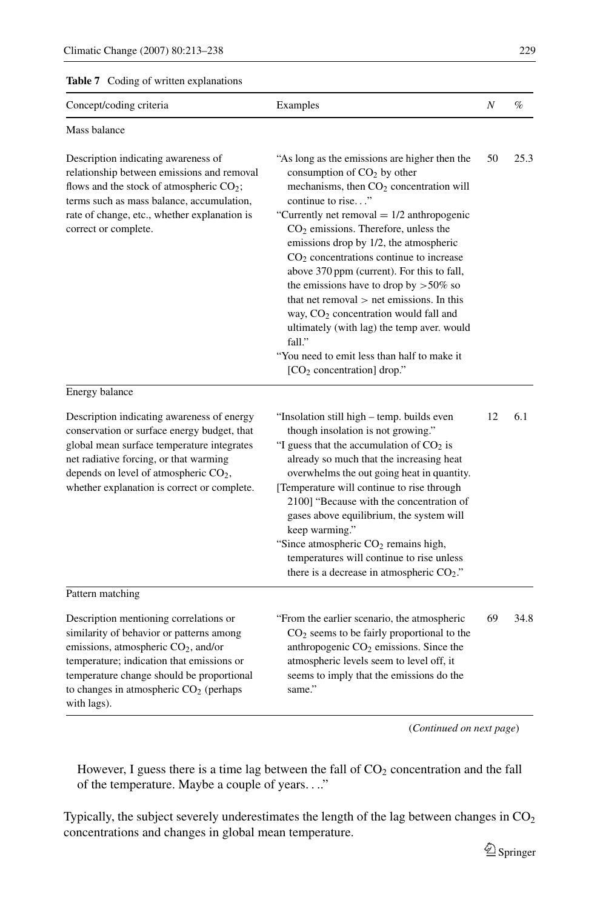**Table 7** Coding of written explanations

| Concept/coding criteria | Examples | $N$ | % |
|---|---|---|---|
| Mass balance | | | |
| Description indicating awareness of relationship between emissions and removal flows and the stock of atmospheric $CO_2$; terms such as mass balance, accumulation, rate of change, etc., whether explanation is correct or complete. | "As long as the emissions are higher then the consumption of $CO_2$ by other mechanisms, then $CO_2$ concentration will continue to rise. . ." "Currently net removal = 1/2 anthropogenic $CO_2$ emissions. Therefore, unless the emissions drop by 1/2, the atmospheric $CO_2$ concentrations continue to increase above 370 ppm (current). For this to fall, the emissions have to drop by >50% so that net removal > net emissions. In this way, $CO_2$ concentration would fall and ultimately (with lag) the temp aver. would fall." "You need to emit less than half to make it [$CO_2$ concentration] drop." | 50 | 25.3 |
| Energy balance | | | |
| Description indicating awareness of energy conservation or surface energy budget, that global mean surface temperature integrates net radiative forcing, or that warming depends on level of atmospheric $CO_2$, whether explanation is correct or complete. | "Insolation still high – temp. builds even though insolation is not growing." "I guess that the accumulation of $CO_2$ is already so much that the increasing heat overwhelms the out going heat in quantity. [Temperature will continue to rise through 2100] "Because with the concentration of gases above equilibrium, the system will keep warming." "Since atmospheric $CO_2$ remains high, temperatures will continue to rise unless there is a decrease in atmospheric $CO_2$." | 12 | 6.1 |
| Pattern matching | | | |
| Description mentioning correlations or similarity of behavior or patterns among emissions, atmospheric $CO_2$, and/or temperature; indication that emissions or temperature change should be proportional to changes in atmospheric $CO_2$ (perhaps with lags). | "From the earlier scenario, the atmospheric $CO_2$ seems to be fairly proportional to the anthropogenic $CO_2$ emissions. Since the atmospheric levels seem to level off, it seems to imply that the emissions do the same." | 69 | 34.8 |

(*Continued on next page*)

However, I guess there is a time lag between the fall of $CO_2$ concentration and the fall of the temperature. Maybe a couple of years. . .."

Typically, the subject severely underestimates the length of the lag between changes in $CO_2$ concentrations and changes in global mean temperature.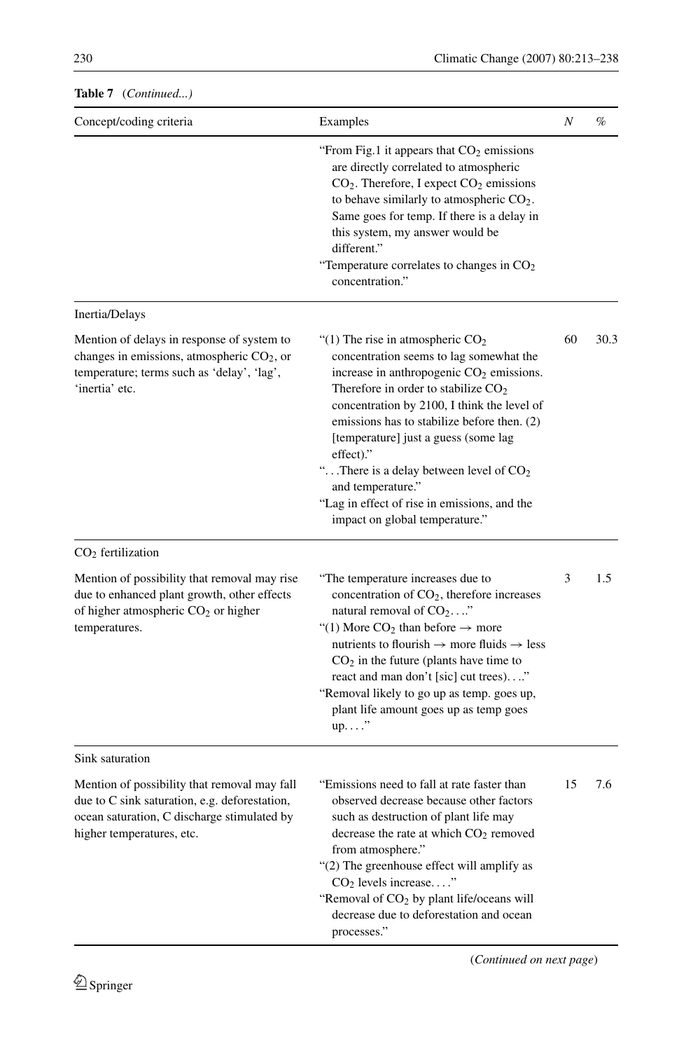**Table 7** (*Continued...*)

| Concept/coding criteria | Examples | *N* | % |
|---|---|---|---|
| | "From Fig.1 it appears that $CO_2$ emissions are directly correlated to atmospheric $CO_2$. Therefore, I expect $CO_2$ emissions to behave similarly to atmospheric $CO_2$. Same goes for temp. If there is a delay in this system, my answer would be different." "Temperature correlates to changes in $CO_2$ concentration." | | |
| Inertia/Delays | | | |
| Mention of delays in response of system to changes in emissions, atmospheric $CO_2$, or temperature; terms such as 'delay', 'lag', 'inertia' etc. | "(1) The rise in atmospheric $CO_2$ concentration seems to lag somewhat the increase in anthropogenic $CO_2$ emissions. Therefore in order to stabilize $CO_2$ concentration by 2100, I think the level of emissions has to stabilize before then. (2) [temperature] just a guess (some lag effect)." "...There is a delay between level of $CO_2$ and temperature." "Lag in effect of rise in emissions, and the impact on global temperature." | 60 | 30.3 |
| $CO_2$ fertilization | | | |
| Mention of possibility that removal may rise due to enhanced plant growth, other effects of higher atmospheric $CO_2$ or higher temperatures. | "The temperature increases due to concentration of $CO_2$, therefore increases natural removal of $CO_2$...." "(1) More $CO_2$ than before → more nutrients to flourish → more fluids → less $CO_2$ in the future (plants have time to react and man don't [sic] cut trees)...." "Removal likely to go up as temp. goes up, plant life amount goes up as temp goes up...." | 3 | 1.5 |
| Sink saturation | | | |
| Mention of possibility that removal may fall due to C sink saturation, e.g. deforestation, ocean saturation, C discharge stimulated by higher temperatures, etc. | "Emissions need to fall at rate faster than observed decrease because other factors such as destruction of plant life may decrease the rate at which $CO_2$ removed from atmosphere." "(2) The greenhouse effect will amplify as $CO_2$ levels increase...." "Removal of $CO_2$ by plant life/oceans will decrease due to deforestation and ocean processes." | 15 | 7.6 |

(*Continued on next page*)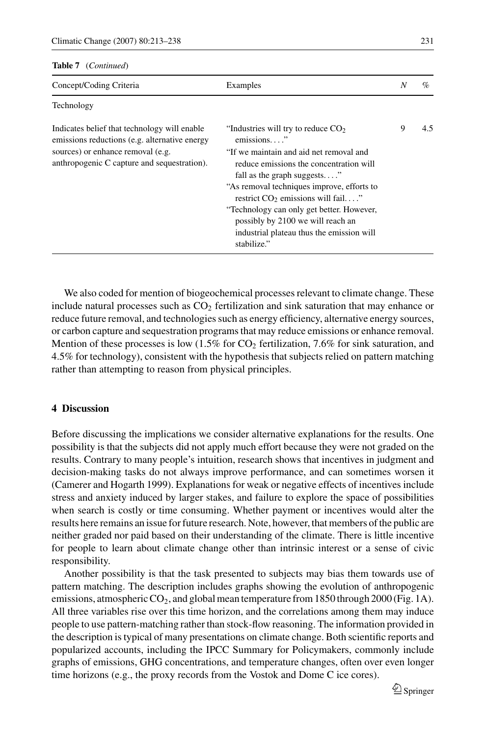**Table 7** (*Continued*)

| Concept/Coding Criteria | Examples | $N$ | % |
|---|---|---|---|
| Technology | | | |
| Indicates belief that technology will enable emissions reductions (e.g. alternative energy sources) or enhance removal (e.g. anthropogenic C capture and sequestration). | "Industries will try to reduce $CO_2$ emissions. . . ." "If we maintain and aid net removal and reduce emissions the concentration will fall as the graph suggests. . . ." "As removal techniques improve, efforts to restrict $CO_2$ emissions will fail. . . ." "Technology can only get better. However, possibly by 2100 we will reach an industrial plateau thus the emission will stabilize." | 9 | 4.5 |

We also coded for mention of biogeochemical processes relevant to climate change. These include natural processes such as $CO_2$ fertilization and sink saturation that may enhance or reduce future removal, and technologies such as energy efficiency, alternative energy sources, or carbon capture and sequestration programs that may reduce emissions or enhance removal. Mention of these processes is low (1.5% for $CO_2$ fertilization, 7.6% for sink saturation, and 4.5% for technology), consistent with the hypothesis that subjects relied on pattern matching rather than attempting to reason from physical principles.

## 4 Discussion

Before discussing the implications we consider alternative explanations for the results. One possibility is that the subjects did not apply much effort because they were not graded on the results. Contrary to many people's intuition, research shows that incentives in judgment and decision-making tasks do not always improve performance, and can sometimes worsen it (Camerer and Hogarth 1999). Explanations for weak or negative effects of incentives include stress and anxiety induced by larger stakes, and failure to explore the space of possibilities when search is costly or time consuming. Whether payment or incentives would alter the results here remains an issue for future research. Note, however, that members of the public are neither graded nor paid based on their understanding of the climate. There is little incentive for people to learn about climate change other than intrinsic interest or a sense of civic responsibility.

Another possibility is that the task presented to subjects may bias them towards use of pattern matching. The description includes graphs showing the evolution of anthropogenic emissions, atmospheric $CO_2$, and global mean temperature from 1850 through 2000 (Fig. 1A). All three variables rise over this time horizon, and the correlations among them may induce people to use pattern-matching rather than stock-flow reasoning. The information provided in the description is typical of many presentations on climate change. Both scientific reports and popularized accounts, including the IPCC Summary for Policymakers, commonly include graphs of emissions, GHG concentrations, and temperature changes, often over even longer time horizons (e.g., the proxy records from the Vostok and Dome C ice cores).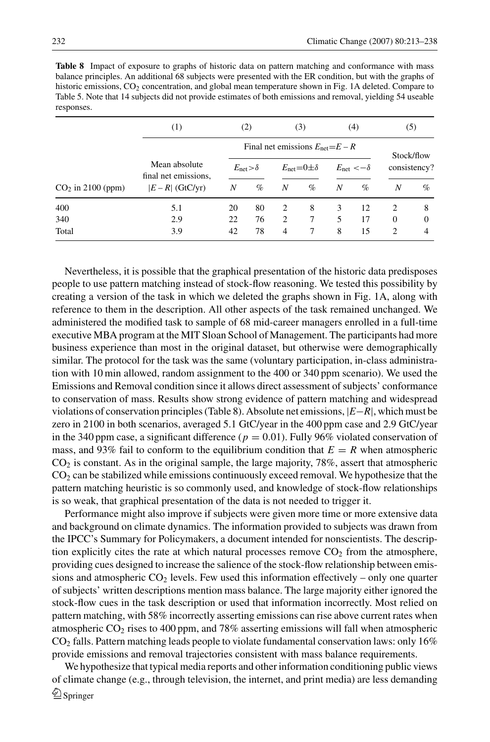**Table 8** Impact of exposure to graphs of historic data on pattern matching and conformance with mass balance principles. An additional 68 subjects were presented with the ER condition, but with the graphs of historic emissions, $CO_2$ concentration, and global mean temperature shown in Fig. 1A deleted. Compare to Table 5. Note that 14 subjects did not provide estimates of both emissions and removal, yielding 54 useable responses.

| | (1) | (2) | | (3) | | (4) | | (5) | |
|---|---|---|---|---|---|---|---|---|---|
| | | Final net emissions $E_{net}=E-R$ | | | | | | Stock/flow consistency? | |
| | Mean absolute final net emissions, | $E_{net}>\delta$ | | $E_{net}=0\pm\delta$ | | $E_{net}<-\delta$ | | | |
| $CO_2$ in 2100 (ppm) | $\|E-R\|$ (GtC/yr) | $N$ | % | $N$ | % | $N$ | % | $N$ | % |
| 400 | 5.1 | 20 | 80 | 2 | 8 | 3 | 12 | 2 | 8 |
| 340 | 2.9 | 22 | 76 | 2 | 7 | 5 | 17 | 0 | 0 |
| Total | 3.9 | 42 | 78 | 4 | 7 | 8 | 15 | 2 | 4 |

Nevertheless, it is possible that the graphical presentation of the historic data predisposes people to use pattern matching instead of stock-flow reasoning. We tested this possibility by creating a version of the task in which we deleted the graphs shown in Fig. 1A, along with reference to them in the description. All other aspects of the task remained unchanged. We administered the modified task to sample of 68 mid-career managers enrolled in a full-time executive MBA program at the MIT Sloan School of Management. The participants had more business experience than most in the original dataset, but otherwise were demographically similar. The protocol for the task was the same (voluntary participation, in-class administration with 10 min allowed, random assignment to the 400 or 340 ppm scenario). We used the Emissions and Removal condition since it allows direct assessment of subjects' conformance to conservation of mass. Results show strong evidence of pattern matching and widespread violations of conservation principles (Table 8). Absolute net emissions, $|E-R|$, which must be zero in 2100 in both scenarios, averaged 5.1 GtC/year in the 400 ppm case and 2.9 GtC/year in the 340 ppm case, a significant difference ($p = 0.01$). Fully 96% violated conservation of mass, and 93% fail to conform to the equilibrium condition that $E = R$ when atmospheric $CO_2$ is constant. As in the original sample, the large majority, 78%, assert that atmospheric $CO_2$ can be stabilized while emissions continuously exceed removal. We hypothesize that the pattern matching heuristic is so commonly used, and knowledge of stock-flow relationships is so weak, that graphical presentation of the data is not needed to trigger it.

Performance might also improve if subjects were given more time or more extensive data and background on climate dynamics. The information provided to subjects was drawn from the IPCC's Summary for Policymakers, a document intended for nonscientists. The description explicitly cites the rate at which natural processes remove $CO_2$ from the atmosphere, providing cues designed to increase the salience of the stock-flow relationship between emissions and atmospheric $CO_2$ levels. Few used this information effectively – only one quarter of subjects' written descriptions mention mass balance. The large majority either ignored the stock-flow cues in the task description or used that information incorrectly. Most relied on pattern matching, with 58% incorrectly asserting emissions can rise above current rates when atmospheric $CO_2$ rises to 400 ppm, and 78% asserting emissions will fall when atmospheric $CO_2$ falls. Pattern matching leads people to violate fundamental conservation laws: only 16% provide emissions and removal trajectories consistent with mass balance requirements.

We hypothesize that typical media reports and other information conditioning public views of climate change (e.g., through television, the internet, and print media) are less demanding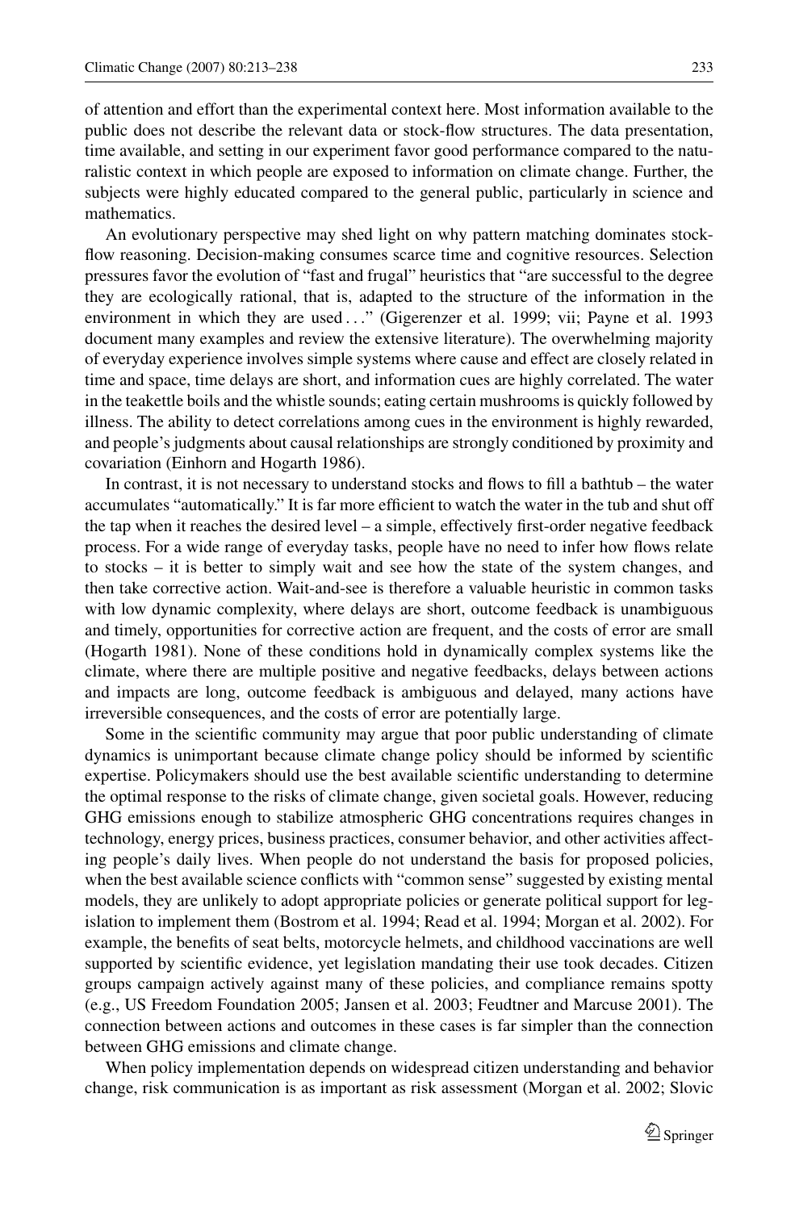of attention and effort than the experimental context here. Most information available to the public does not describe the relevant data or stock-flow structures. The data presentation, time available, and setting in our experiment favor good performance compared to the naturalistic context in which people are exposed to information on climate change. Further, the subjects were highly educated compared to the general public, particularly in science and mathematics.

An evolutionary perspective may shed light on why pattern matching dominates stock-flow reasoning. Decision-making consumes scarce time and cognitive resources. Selection pressures favor the evolution of "fast and frugal" heuristics that "are successful to the degree they are ecologically rational, that is, adapted to the structure of the information in the environment in which they are used . . ." (Gigerenzer et al. 1999; vii; Payne et al. 1993 document many examples and review the extensive literature). The overwhelming majority of everyday experience involves simple systems where cause and effect are closely related in time and space, time delays are short, and information cues are highly correlated. The water in the teakettle boils and the whistle sounds; eating certain mushrooms is quickly followed by illness. The ability to detect correlations among cues in the environment is highly rewarded, and people's judgments about causal relationships are strongly conditioned by proximity and covariation (Einhorn and Hogarth 1986).

In contrast, it is not necessary to understand stocks and flows to fill a bathtub – the water accumulates "automatically." It is far more efficient to watch the water in the tub and shut off the tap when it reaches the desired level – a simple, effectively first-order negative feedback process. For a wide range of everyday tasks, people have no need to infer how flows relate to stocks – it is better to simply wait and see how the state of the system changes, and then take corrective action. Wait-and-see is therefore a valuable heuristic in common tasks with low dynamic complexity, where delays are short, outcome feedback is unambiguous and timely, opportunities for corrective action are frequent, and the costs of error are small (Hogarth 1981). None of these conditions hold in dynamically complex systems like the climate, where there are multiple positive and negative feedbacks, delays between actions and impacts are long, outcome feedback is ambiguous and delayed, many actions have irreversible consequences, and the costs of error are potentially large.

Some in the scientific community may argue that poor public understanding of climate dynamics is unimportant because climate change policy should be informed by scientific expertise. Policymakers should use the best available scientific understanding to determine the optimal response to the risks of climate change, given societal goals. However, reducing GHG emissions enough to stabilize atmospheric GHG concentrations requires changes in technology, energy prices, business practices, consumer behavior, and other activities affecting people's daily lives. When people do not understand the basis for proposed policies, when the best available science conflicts with "common sense" suggested by existing mental models, they are unlikely to adopt appropriate policies or generate political support for legislation to implement them (Bostrom et al. 1994; Read et al. 1994; Morgan et al. 2002). For example, the benefits of seat belts, motorcycle helmets, and childhood vaccinations are well supported by scientific evidence, yet legislation mandating their use took decades. Citizen groups campaign actively against many of these policies, and compliance remains spotty (e.g., US Freedom Foundation 2005; Jansen et al. 2003; Feudtner and Marcuse 2001). The connection between actions and outcomes in these cases is far simpler than the connection between GHG emissions and climate change.

When policy implementation depends on widespread citizen understanding and behavior change, risk communication is as important as risk assessment (Morgan et al. 2002; Slovic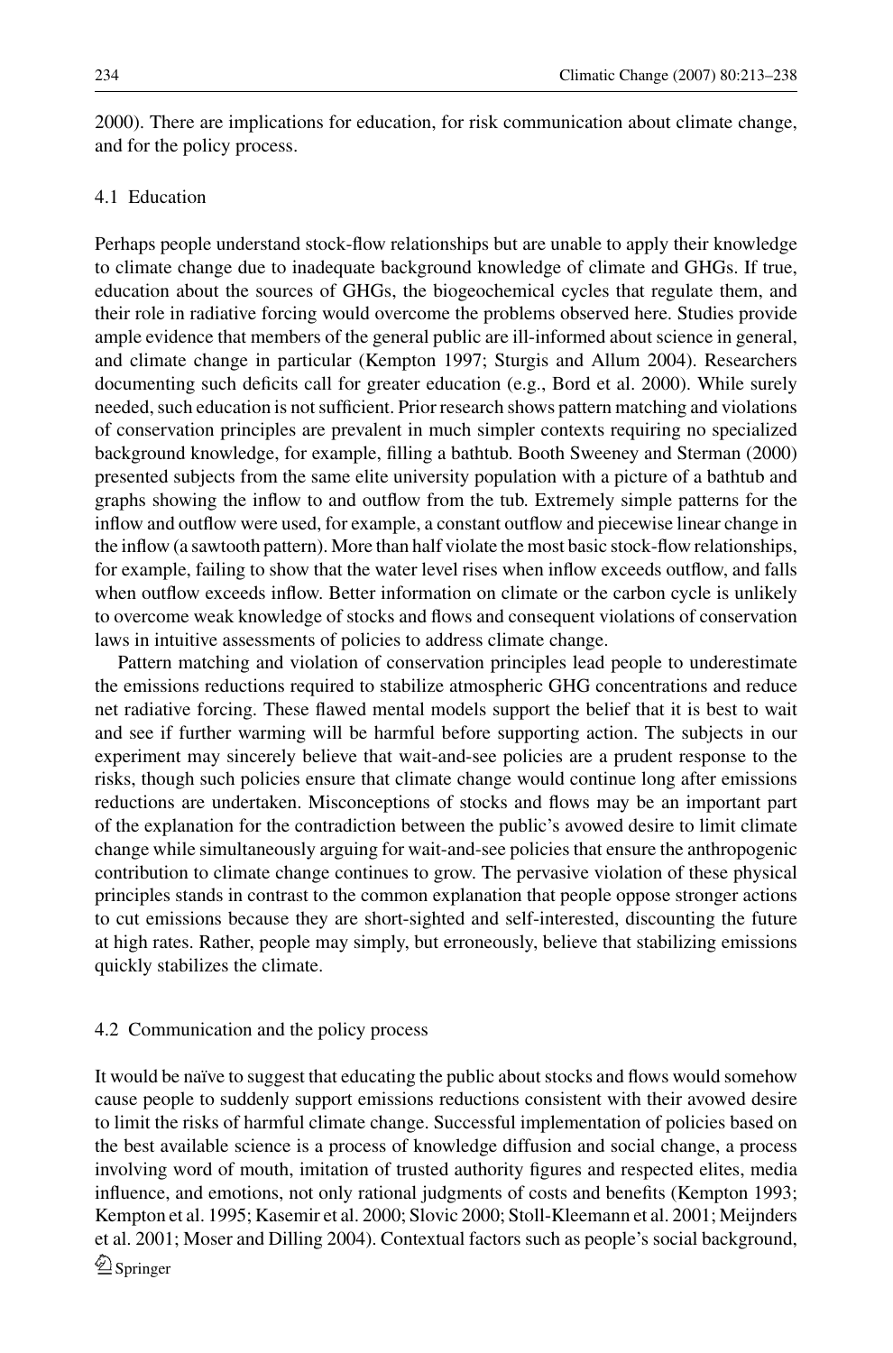2000). There are implications for education, for risk communication about climate change, and for the policy process.

### 4.1 Education

Perhaps people understand stock-flow relationships but are unable to apply their knowledge to climate change due to inadequate background knowledge of climate and GHGs. If true, education about the sources of GHGs, the biogeochemical cycles that regulate them, and their role in radiative forcing would overcome the problems observed here. Studies provide ample evidence that members of the general public are ill-informed about science in general, and climate change in particular (Kempton 1997; Sturgis and Allum 2004). Researchers documenting such deficits call for greater education (e.g., Bord et al. 2000). While surely needed, such education is not sufficient. Prior research shows pattern matching and violations of conservation principles are prevalent in much simpler contexts requiring no specialized background knowledge, for example, filling a bathtub. Booth Sweeney and Sterman (2000) presented subjects from the same elite university population with a picture of a bathtub and graphs showing the inflow to and outflow from the tub. Extremely simple patterns for the inflow and outflow were used, for example, a constant outflow and piecewise linear change in the inflow (a sawtooth pattern). More than half violate the most basic stock-flow relationships, for example, failing to show that the water level rises when inflow exceeds outflow, and falls when outflow exceeds inflow. Better information on climate or the carbon cycle is unlikely to overcome weak knowledge of stocks and flows and consequent violations of conservation laws in intuitive assessments of policies to address climate change.

Pattern matching and violation of conservation principles lead people to underestimate the emissions reductions required to stabilize atmospheric GHG concentrations and reduce net radiative forcing. These flawed mental models support the belief that it is best to wait and see if further warming will be harmful before supporting action. The subjects in our experiment may sincerely believe that wait-and-see policies are a prudent response to the risks, though such policies ensure that climate change would continue long after emissions reductions are undertaken. Misconceptions of stocks and flows may be an important part of the explanation for the contradiction between the public's avowed desire to limit climate change while simultaneously arguing for wait-and-see policies that ensure the anthropogenic contribution to climate change continues to grow. The pervasive violation of these physical principles stands in contrast to the common explanation that people oppose stronger actions to cut emissions because they are short-sighted and self-interested, discounting the future at high rates. Rather, people may simply, but erroneously, believe that stabilizing emissions quickly stabilizes the climate.

### 4.2 Communication and the policy process

It would be naïve to suggest that educating the public about stocks and flows would somehow cause people to suddenly support emissions reductions consistent with their avowed desire to limit the risks of harmful climate change. Successful implementation of policies based on the best available science is a process of knowledge diffusion and social change, a process involving word of mouth, imitation of trusted authority figures and respected elites, media influence, and emotions, not only rational judgments of costs and benefits (Kempton 1993; Kempton et al. 1995; Kasemir et al. 2000; Slovic 2000; Stoll-Kleemann et al. 2001; Meijnders et al. 2001; Moser and Dilling 2004). Contextual factors such as people's social background,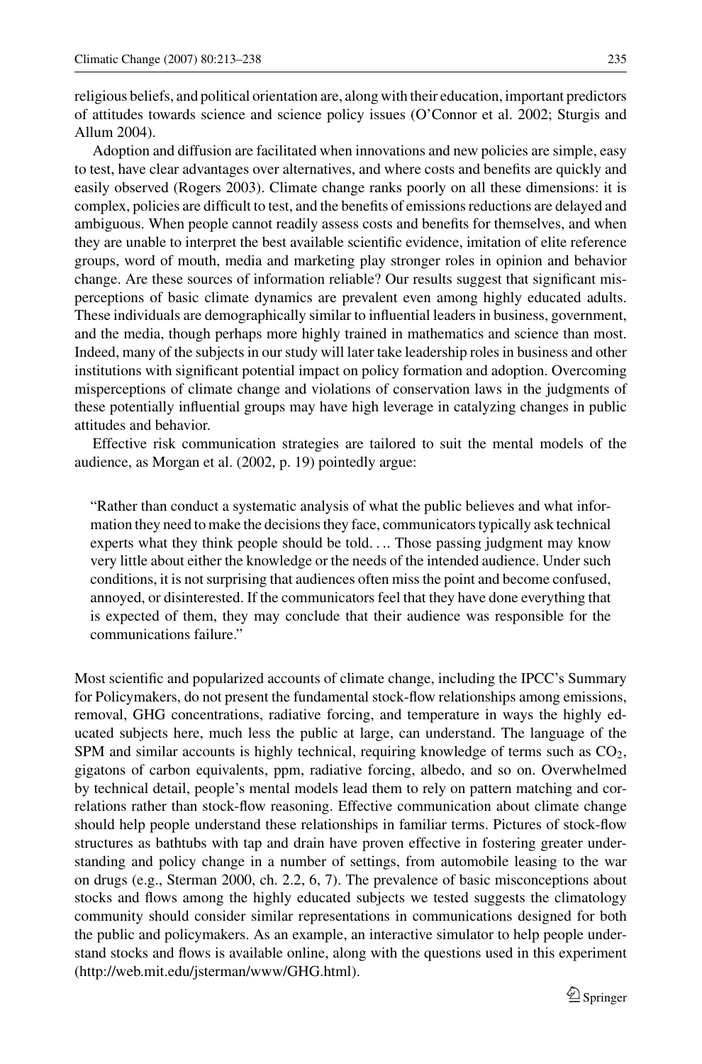religious beliefs, and political orientation are, along with their education, important predictors of attitudes towards science and science policy issues (O'Connor et al. 2002; Sturgis and Allum 2004).

Adoption and diffusion are facilitated when innovations and new policies are simple, easy to test, have clear advantages over alternatives, and where costs and benefits are quickly and easily observed (Rogers 2003). Climate change ranks poorly on all these dimensions: it is complex, policies are difficult to test, and the benefits of emissions reductions are delayed and ambiguous. When people cannot readily assess costs and benefits for themselves, and when they are unable to interpret the best available scientific evidence, imitation of elite reference groups, word of mouth, media and marketing play stronger roles in opinion and behavior change. Are these sources of information reliable? Our results suggest that significant misperceptions of basic climate dynamics are prevalent even among highly educated adults. These individuals are demographically similar to influential leaders in business, government, and the media, though perhaps more highly trained in mathematics and science than most. Indeed, many of the subjects in our study will later take leadership roles in business and other institutions with significant potential impact on policy formation and adoption. Overcoming misperceptions of climate change and violations of conservation laws in the judgments of these potentially influential groups may have high leverage in catalyzing changes in public attitudes and behavior.

Effective risk communication strategies are tailored to suit the mental models of the audience, as Morgan et al. (2002, p. 19) pointedly argue:

> "Rather than conduct a systematic analysis of what the public believes and what information they need to make the decisions they face, communicators typically ask technical experts what they think people should be told. ... Those passing judgment may know very little about either the knowledge or the needs of the intended audience. Under such conditions, it is not surprising that audiences often miss the point and become confused, annoyed, or disinterested. If the communicators feel that they have done everything that is expected of them, they may conclude that their audience was responsible for the communications failure."

Most scientific and popularized accounts of climate change, including the IPCC's Summary for Policymakers, do not present the fundamental stock-flow relationships among emissions, removal, GHG concentrations, radiative forcing, and temperature in ways the highly educated subjects here, much less the public at large, can understand. The language of the SPM and similar accounts is highly technical, requiring knowledge of terms such as $CO_2$, gigatons of carbon equivalents, ppm, radiative forcing, albedo, and so on. Overwhelmed by technical detail, people's mental models lead them to rely on pattern matching and correlations rather than stock-flow reasoning. Effective communication about climate change should help people understand these relationships in familiar terms. Pictures of stock-flow structures as bathtubs with tap and drain have proven effective in fostering greater understanding and policy change in a number of settings, from automobile leasing to the war on drugs (e.g., Sterman 2000, ch. 2.2, 6, 7). The prevalence of basic misconceptions about stocks and flows among the highly educated subjects we tested suggests the climatology community should consider similar representations in communications designed for both the public and policymakers. As an example, an interactive simulator to help people understand stocks and flows is available online, along with the questions used in this experiment (http://web.mit.edu/jsterman/www/GHG.html).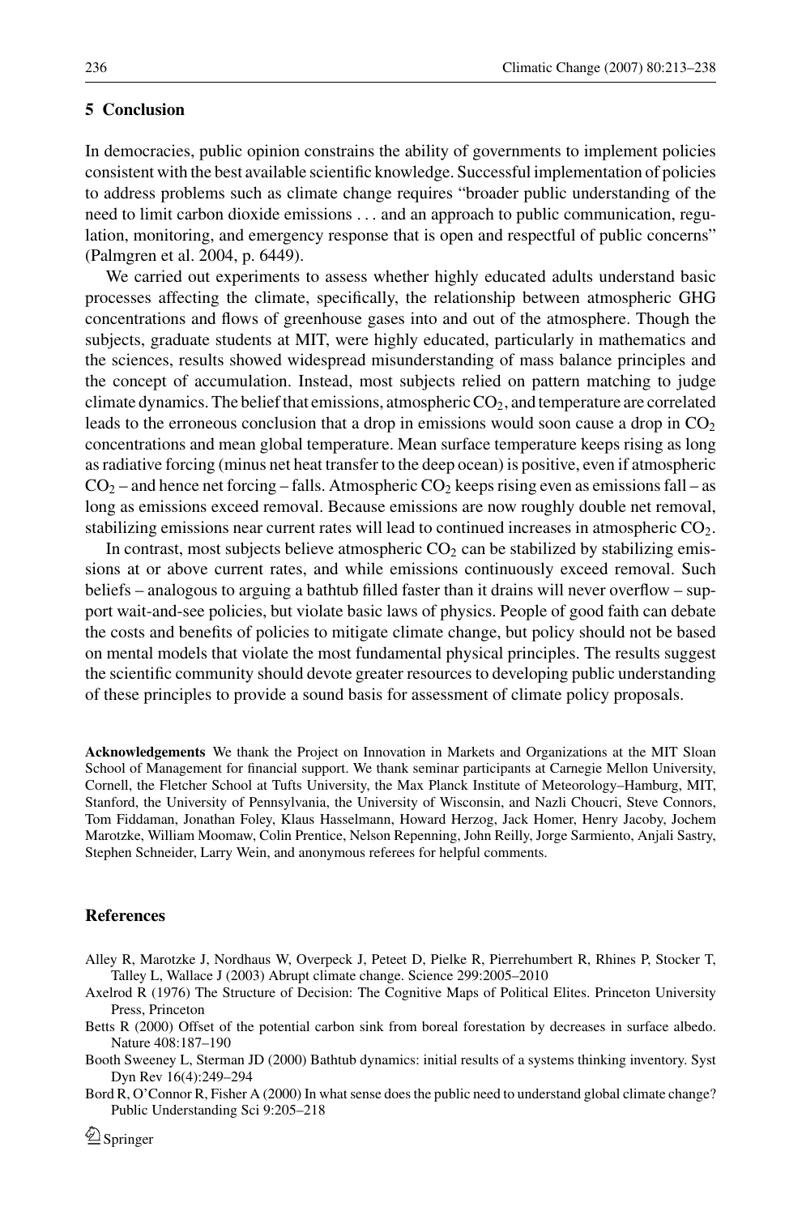## 5 Conclusion

In democracies, public opinion constrains the ability of governments to implement policies consistent with the best available scientific knowledge. Successful implementation of policies to address problems such as climate change requires "broader public understanding of the need to limit carbon dioxide emissions ... and an approach to public communication, regulation, monitoring, and emergency response that is open and respectful of public concerns" (Palmgren et al. 2004, p. 6449).

We carried out experiments to assess whether highly educated adults understand basic processes affecting the climate, specifically, the relationship between atmospheric GHG concentrations and flows of greenhouse gases into and out of the atmosphere. Though the subjects, graduate students at MIT, were highly educated, particularly in mathematics and the sciences, results showed widespread misunderstanding of mass balance principles and the concept of accumulation. Instead, most subjects relied on pattern matching to judge climate dynamics. The belief that emissions, atmospheric $CO_2$, and temperature are correlated leads to the erroneous conclusion that a drop in emissions would soon cause a drop in $CO_2$ concentrations and mean global temperature. Mean surface temperature keeps rising as long as radiative forcing (minus net heat transfer to the deep ocean) is positive, even if atmospheric $CO_2$ – and hence net forcing – falls. Atmospheric $CO_2$ keeps rising even as emissions fall – as long as emissions exceed removal. Because emissions are now roughly double net removal, stabilizing emissions near current rates will lead to continued increases in atmospheric $CO_2$.

In contrast, most subjects believe atmospheric $CO_2$ can be stabilized by stabilizing emissions at or above current rates, and while emissions continuously exceed removal. Such beliefs – analogous to arguing a bathtub filled faster than it drains will never overflow – support wait-and-see policies, but violate basic laws of physics. People of good faith can debate the costs and benefits of policies to mitigate climate change, but policy should not be based on mental models that violate the most fundamental physical principles. The results suggest the scientific community should devote greater resources to developing public understanding of these principles to provide a sound basis for assessment of climate policy proposals.

**Acknowledgements** We thank the Project on Innovation in Markets and Organizations at the MIT Sloan School of Management for financial support. We thank seminar participants at Carnegie Mellon University, Cornell, the Fletcher School at Tufts University, the Max Planck Institute of Meteorology–Hamburg, MIT, Stanford, the University of Pennsylvania, the University of Wisconsin, and Nazli Choucri, Steve Connors, Tom Fiddaman, Jonathan Foley, Klaus Hasselmann, Howard Herzog, Jack Homer, Henry Jacoby, Jochem Marotzke, William Moomaw, Colin Prentice, Nelson Repenning, John Reilly, Jorge Sarmiento, Anjali Sastry, Stephen Schneider, Larry Wein, and anonymous referees for helpful comments.

## References

Alley R, Marotzke J, Nordhaus W, Overpeck J, Peteet D, Pielke R, Pierrehumbert R, Rhines P, Stocker T, Talley L, Wallace J (2003) Abrupt climate change. Science 299:2005–2010

Axelrod R (1976) The Structure of Decision: The Cognitive Maps of Political Elites. Princeton University Press, Princeton

Betts R (2000) Offset of the potential carbon sink from boreal forestation by decreases in surface albedo. Nature 408:187–190

Booth Sweeney L, Sterman JD (2000) Bathtub dynamics: initial results of a systems thinking inventory. Syst Dyn Rev 16(4):249–294

Bord R, O'Connor R, Fisher A (2000) In what sense does the public need to understand global climate change? Public Understanding Sci 9:205–218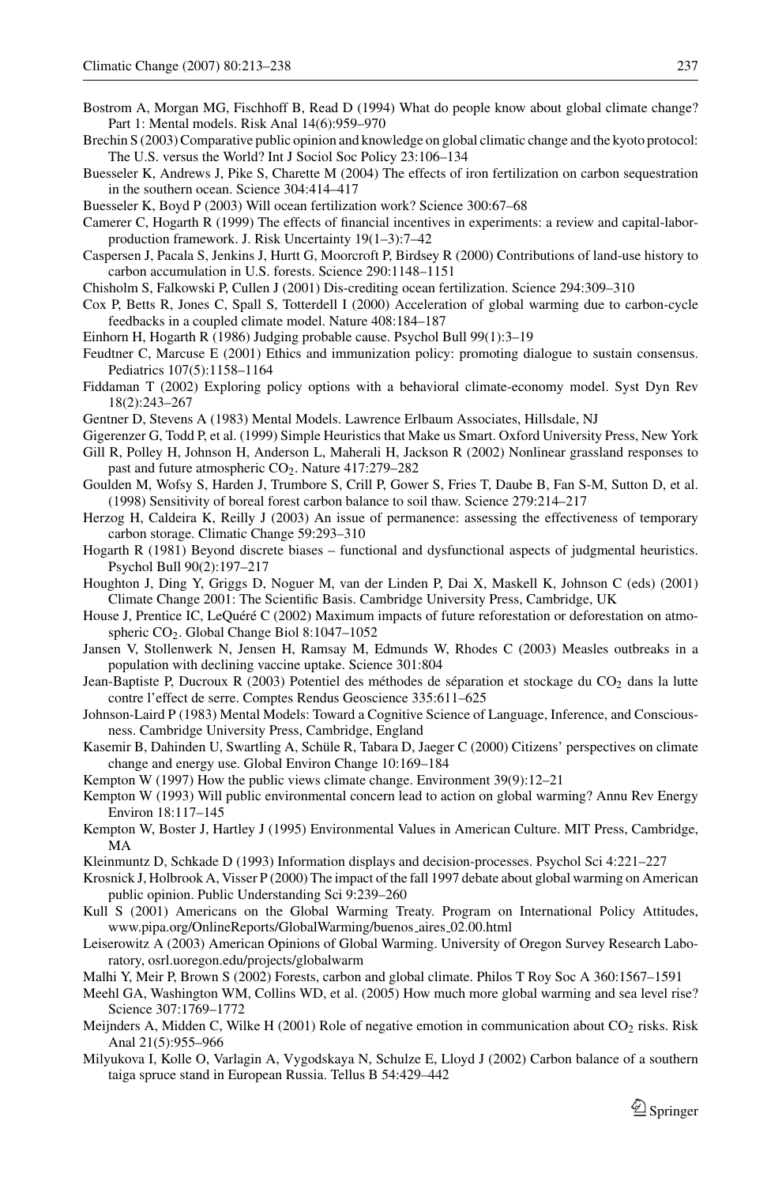Bostrom A, Morgan MG, Fischhoff B, Read D (1994) What do people know about global climate change? Part 1: Mental models. Risk Anal 14(6):959–970

Brechin S (2003) Comparative public opinion and knowledge on global climatic change and the kyoto protocol: The U.S. versus the World? Int J Sociol Soc Policy 23:106–134

Buesseler K, Andrews J, Pike S, Charette M (2004) The effects of iron fertilization on carbon sequestration in the southern ocean. Science 304:414–417

Buesseler K, Boyd P (2003) Will ocean fertilization work? Science 300:67–68

Camerer C, Hogarth R (1999) The effects of financial incentives in experiments: a review and capital-labor-production framework. J. Risk Uncertainty 19(1–3):7–42

Caspersen J, Pacala S, Jenkins J, Hurtt G, Moorcroft P, Birdsey R (2000) Contributions of land-use history to carbon accumulation in U.S. forests. Science 290:1148–1151

Chisholm S, Falkowski P, Cullen J (2001) Dis-crediting ocean fertilization. Science 294:309–310

Cox P, Betts R, Jones C, Spall S, Totterdell I (2000) Acceleration of global warming due to carbon-cycle feedbacks in a coupled climate model. Nature 408:184–187

Einhorn H, Hogarth R (1986) Judging probable cause. Psychol Bull 99(1):3–19

Feudtner C, Marcuse E (2001) Ethics and immunization policy: promoting dialogue to sustain consensus. Pediatrics 107(5):1158–1164

Fiddaman T (2002) Exploring policy options with a behavioral climate-economy model. Syst Dyn Rev 18(2):243–267

Gentner D, Stevens A (1983) Mental Models. Lawrence Erlbaum Associates, Hillsdale, NJ

Gigerenzer G, Todd P, et al. (1999) Simple Heuristics that Make us Smart. Oxford University Press, New York

Gill R, Polley H, Johnson H, Anderson L, Maherali H, Jackson R (2002) Nonlinear grassland responses to past and future atmospheric $CO_2$. Nature 417:279–282

Goulden M, Wofsy S, Harden J, Trumbore S, Crill P, Gower S, Fries T, Daube B, Fan S-M, Sutton D, et al. (1998) Sensitivity of boreal forest carbon balance to soil thaw. Science 279:214–217

Herzog H, Caldeira K, Reilly J (2003) An issue of permanence: assessing the effectiveness of temporary carbon storage. Climatic Change 59:293–310

Hogarth R (1981) Beyond discrete biases – functional and dysfunctional aspects of judgmental heuristics. Psychol Bull 90(2):197–217

Houghton J, Ding Y, Griggs D, Noguer M, van der Linden P, Dai X, Maskell K, Johnson C (eds) (2001) Climate Change 2001: The Scientific Basis. Cambridge University Press, Cambridge, UK

House J, Prentice IC, LeQuéré C (2002) Maximum impacts of future reforestation or deforestation on atmospheric $CO_2$. Global Change Biol 8:1047–1052

Jansen V, Stollenwerk N, Jensen H, Ramsay M, Edmunds W, Rhodes C (2003) Measles outbreaks in a population with declining vaccine uptake. Science 301:804

Jean-Baptiste P, Ducroux R (2003) Potentiel des méthodes de séparation et stockage du $CO_2$ dans la lutte contre l'effect de serre. Comptes Rendus Geoscience 335:611–625

Johnson-Laird P (1983) Mental Models: Toward a Cognitive Science of Language, Inference, and Consciousness. Cambridge University Press, Cambridge, England

Kasemir B, Dahinden U, Swartling A, Schüle R, Tabara D, Jaeger C (2000) Citizens' perspectives on climate change and energy use. Global Environ Change 10:169–184

Kempton W (1997) How the public views climate change. Environment 39(9):12–21

Kempton W (1993) Will public environmental concern lead to action on global warming? Annu Rev Energy Environ 18:117–145

Kempton W, Boster J, Hartley J (1995) Environmental Values in American Culture. MIT Press, Cambridge, MA

Kleinmuntz D, Schkade D (1993) Information displays and decision-processes. Psychol Sci 4:221–227

Krosnick J, Holbrook A, Visser P (2000) The impact of the fall 1997 debate about global warming on American public opinion. Public Understanding Sci 9:239–260

Kull S (2001) Americans on the Global Warming Treaty. Program on International Policy Attitudes, www.pipa.org/OnlineReports/GlobalWarming/buenos_aires_02.00.html

Leiserowitz A (2003) American Opinions of Global Warming. University of Oregon Survey Research Laboratory, osrl.uoregon.edu/projects/globalwarm

Malhi Y, Meir P, Brown S (2002) Forests, carbon and global climate. Philos T Roy Soc A 360:1567–1591

Meehl GA, Washington WM, Collins WD, et al. (2005) How much more global warming and sea level rise? Science 307:1769–1772

Meijnders A, Midden C, Wilke H (2001) Role of negative emotion in communication about $CO_2$ risks. Risk Anal 21(5):955–966

Milyukova I, Kolle O, Varlagin A, Vygodskaya N, Schulze E, Lloyd J (2002) Carbon balance of a southern taiga spruce stand in European Russia. Tellus B 54:429–442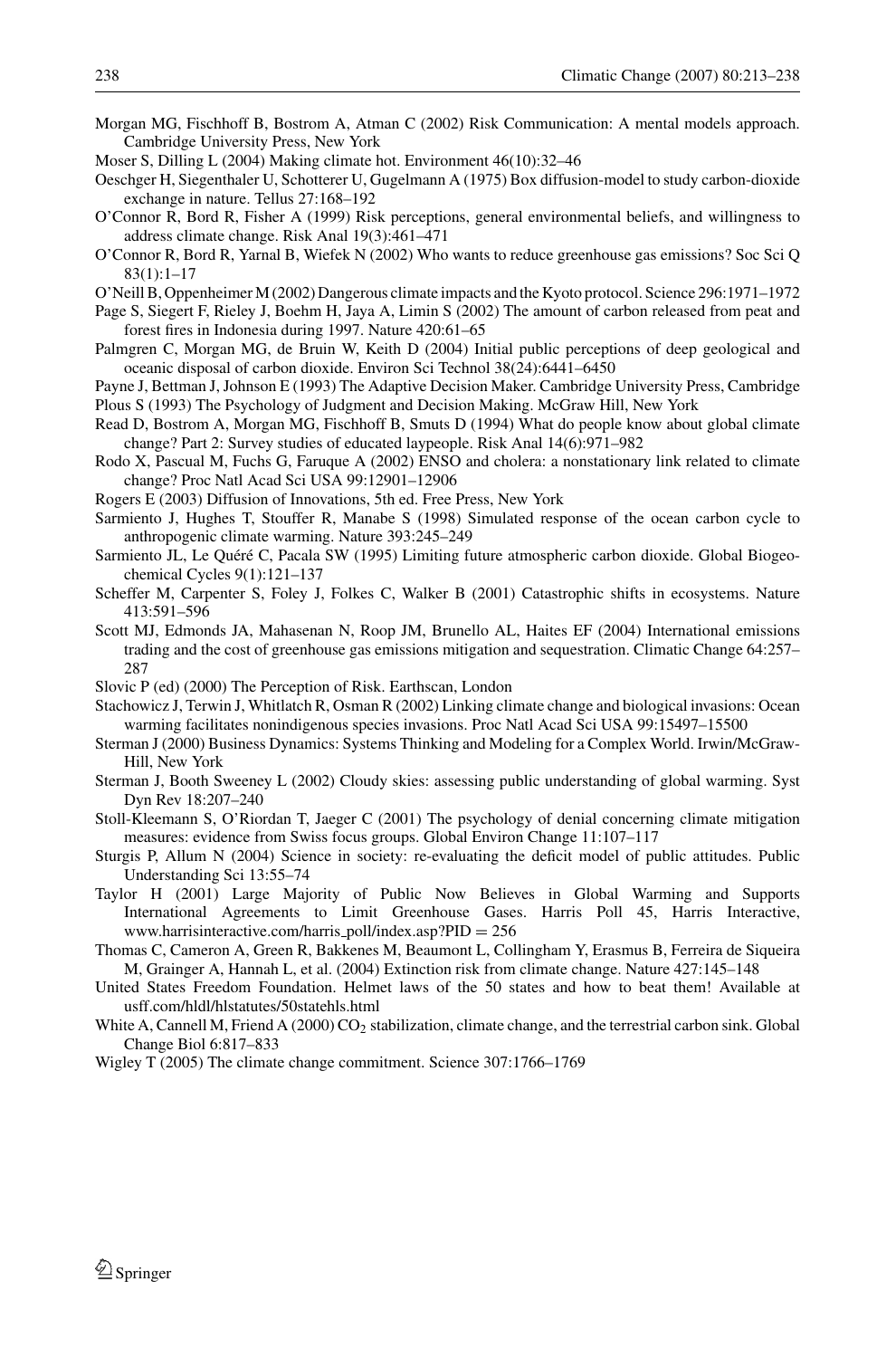Morgan MG, Fischhoff B, Bostrom A, Atman C (2002) Risk Communication: A mental models approach. Cambridge University Press, New York

Moser S, Dilling L (2004) Making climate hot. Environment 46(10):32–46

Oeschger H, Siegenthaler U, Schotterer U, Gugelmann A (1975) Box diffusion-model to study carbon-dioxide exchange in nature. Tellus 27:168–192

O'Connor R, Bord R, Fisher A (1999) Risk perceptions, general environmental beliefs, and willingness to address climate change. Risk Anal 19(3):461–471

O'Connor R, Bord R, Yarnal B, Wiefek N (2002) Who wants to reduce greenhouse gas emissions? Soc Sci Q 83(1):1–17

O'Neill B, Oppenheimer M (2002) Dangerous climate impacts and the Kyoto protocol. Science 296:1971–1972

Page S, Siegert F, Rieley J, Boehm H, Jaya A, Limin S (2002) The amount of carbon released from peat and forest fires in Indonesia during 1997. Nature 420:61–65

Palmgren C, Morgan MG, de Bruin W, Keith D (2004) Initial public perceptions of deep geological and oceanic disposal of carbon dioxide. Environ Sci Technol 38(24):6441–6450

Payne J, Bettman J, Johnson E (1993) The Adaptive Decision Maker. Cambridge University Press, Cambridge

Plous S (1993) The Psychology of Judgment and Decision Making. McGraw Hill, New York

Read D, Bostrom A, Morgan MG, Fischhoff B, Smuts D (1994) What do people know about global climate change? Part 2: Survey studies of educated laypeople. Risk Anal 14(6):971–982

Rodo X, Pascual M, Fuchs G, Faruque A (2002) ENSO and cholera: a nonstationary link related to climate change? Proc Natl Acad Sci USA 99:12901–12906

Rogers E (2003) Diffusion of Innovations, 5th ed. Free Press, New York

Sarmiento J, Hughes T, Stouffer R, Manabe S (1998) Simulated response of the ocean carbon cycle to anthropogenic climate warming. Nature 393:245–249

Sarmiento JL, Le Quéré C, Pacala SW (1995) Limiting future atmospheric carbon dioxide. Global Biogeochemical Cycles 9(1):121–137

Scheffer M, Carpenter S, Foley J, Folkes C, Walker B (2001) Catastrophic shifts in ecosystems. Nature 413:591–596

Scott MJ, Edmonds JA, Mahasenan N, Roop JM, Brunello AL, Haites EF (2004) International emissions trading and the cost of greenhouse gas emissions mitigation and sequestration. Climatic Change 64:257–287

Slovic P (ed) (2000) The Perception of Risk. Earthscan, London

Stachowicz J, Terwin J, Whitlatch R, Osman R (2002) Linking climate change and biological invasions: Ocean warming facilitates nonindigenous species invasions. Proc Natl Acad Sci USA 99:15497–15500

Sterman J (2000) Business Dynamics: Systems Thinking and Modeling for a Complex World. Irwin/McGraw-Hill, New York

Sterman J, Booth Sweeney L (2002) Cloudy skies: assessing public understanding of global warming. Syst Dyn Rev 18:207–240

Stoll-Kleemann S, O'Riordan T, Jaeger C (2001) The psychology of denial concerning climate mitigation measures: evidence from Swiss focus groups. Global Environ Change 11:107–117

Sturgis P, Allum N (2004) Science in society: re-evaluating the deficit model of public attitudes. Public Understanding Sci 13:55–74

Taylor H (2001) Large Majority of Public Now Believes in Global Warming and Supports International Agreements to Limit Greenhouse Gases. Harris Poll 45, Harris Interactive, www.harrisinteractive.com/harris_poll/index.asp?PID = 256

Thomas C, Cameron A, Green R, Bakkenes M, Beaumont L, Collingham Y, Erasmus B, Ferreira de Siqueira M, Grainger A, Hannah L, et al. (2004) Extinction risk from climate change. Nature 427:145–148

United States Freedom Foundation. Helmet laws of the 50 states and how to beat them! Available at usff.com/hldl/hlstatutes/50statehls.html

White A, Cannell M, Friend A (2000) $CO_2$ stabilization, climate change, and the terrestrial carbon sink. Global Change Biol 6:817–833

Wigley T (2005) The climate change commitment. Science 307:1766–1769